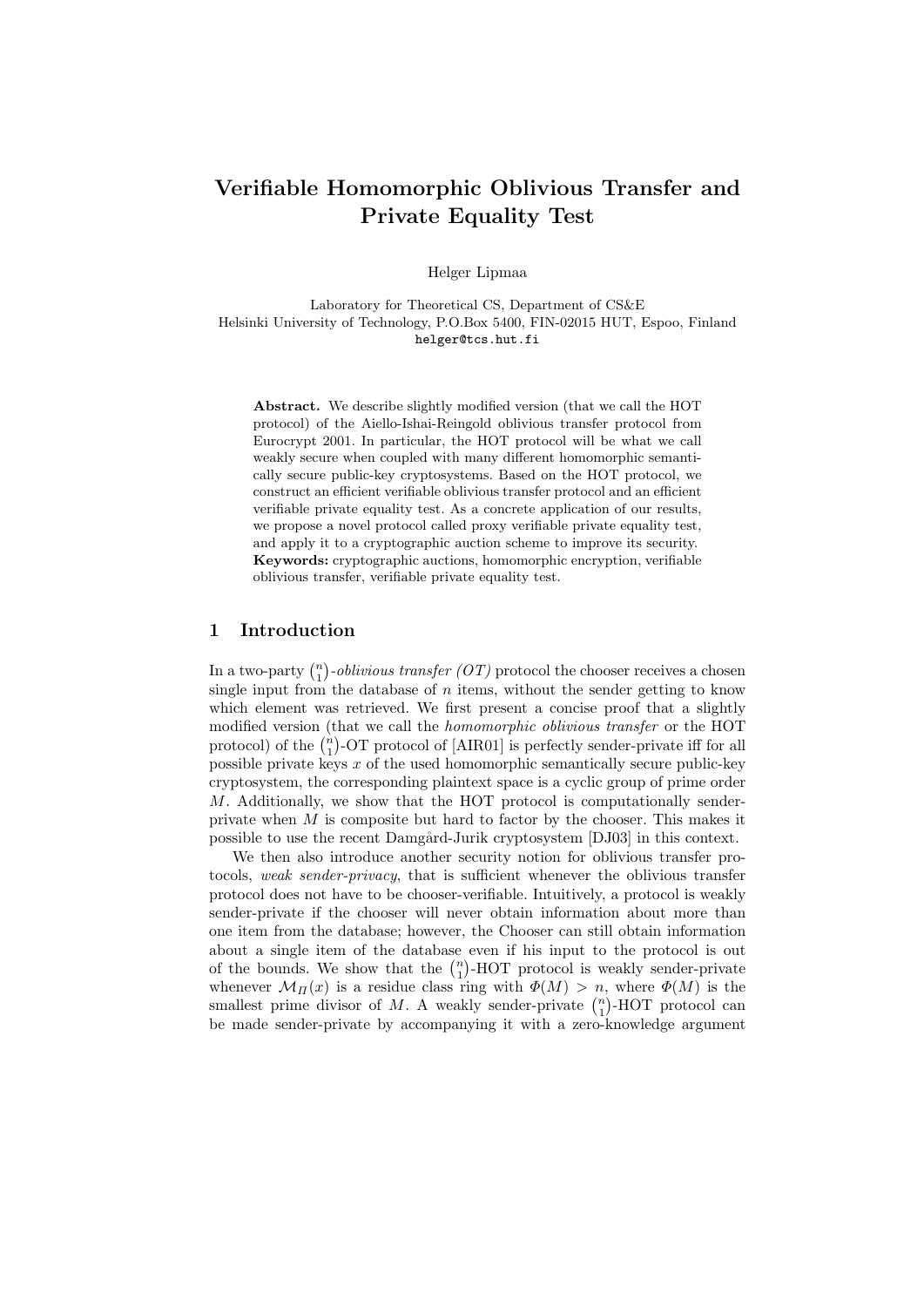# Verifiable Homomorphic Oblivious Transfer and Private Equality Test

Helger Lipmaa

Laboratory for Theoretical CS, Department of CS&E
Helsinki University of Technology, P.O.Box 5400, FIN-02015 HUT, Espoo, Finland
helger@tcs.hut.fi

**Abstract.** We describe slightly modified version (that we call the HOT protocol) of the Aiello-Ishai-Reingold oblivious transfer protocol from Eurocrypt 2001. In particular, the HOT protocol will be what we call weakly secure when coupled with many different homomorphic semantically secure public-key cryptosystems. Based on the HOT protocol, we construct an efficient verifiable oblivious transfer protocol and an efficient verifiable private equality test. As a concrete application of our results, we propose a novel protocol called proxy verifiable private equality test, and apply it to a cryptographic auction scheme to improve its security.
**Keywords:** cryptographic auctions, homomorphic encryption, verifiable oblivious transfer, verifiable private equality test.

## 1 Introduction

In a two-party $\binom{n}{1}$*-oblivious transfer (OT)* protocol the chooser receives a chosen single input from the database of $n$ items, without the sender getting to know which element was retrieved. We first present a concise proof that a slightly modified version (that we call the *homomorphic oblivious transfer* or the HOT protocol) of the $\binom{n}{1}$-OT protocol of [AIR01] is perfectly sender-private iff for all possible private keys $x$ of the used homomorphic semantically secure public-key cryptosystem, the corresponding plaintext space is a cyclic group of prime order $M$. Additionally, we show that the HOT protocol is computationally sender-private when $M$ is composite but hard to factor by the chooser. This makes it possible to use the recent Damgård-Jurik cryptosystem [DJ03] in this context.

We then also introduce another security notion for oblivious transfer protocols, *weak sender-privacy*, that is sufficient whenever the oblivious transfer protocol does not have to be chooser-verifiable. Intuitively, a protocol is weakly sender-private if the chooser will never obtain information about more than one item from the database; however, the Chooser can still obtain information about a single item of the database even if his input to the protocol is out of the bounds. We show that the $\binom{n}{1}$-HOT protocol is weakly sender-private whenever $\mathcal{M}_{\Pi}(x)$ is a residue class ring with $\Phi(M) > n$, where $\Phi(M)$ is the smallest prime divisor of $M$. A weakly sender-private $\binom{n}{1}$-HOT protocol can be made sender-private by accompanying it with a zero-knowledge argument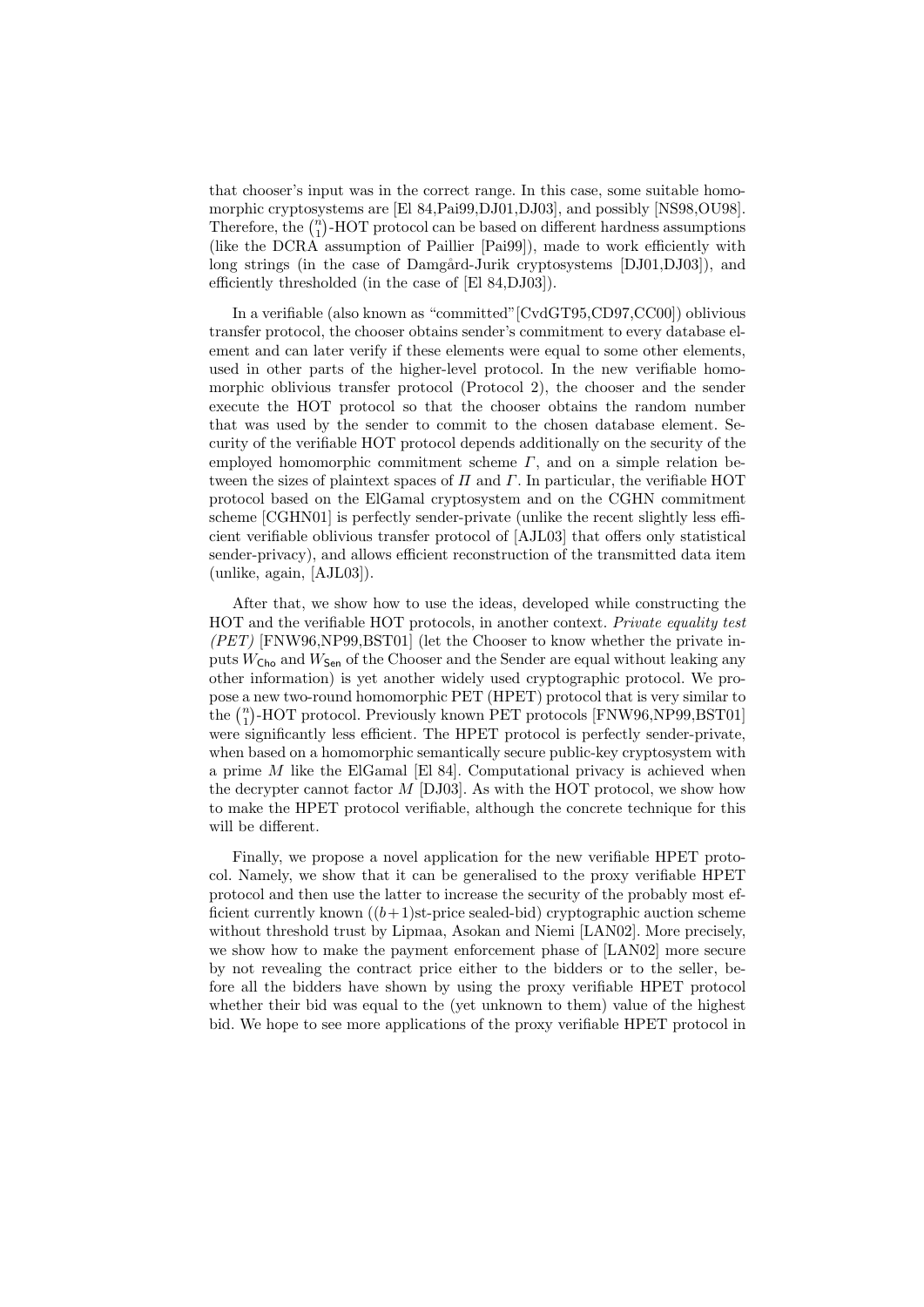that chooser's input was in the correct range. In this case, some suitable homomorphic cryptosystems are [El 84,Pai99,DJ01,DJ03], and possibly [NS98,OU98]. Therefore, the $\binom{n}{1}$-HOT protocol can be based on different hardness assumptions (like the DCRA assumption of Paillier [Pai99]), made to work efficiently with long strings (in the case of Damgård-Jurik cryptosystems [DJ01,DJ03]), and efficiently thresholded (in the case of [El 84,DJ03]).

In a verifiable (also known as "committed"[CvdGT95,CD97,CC00]) oblivious transfer protocol, the chooser obtains sender's commitment to every database element and can later verify if these elements were equal to some other elements, used in other parts of the higher-level protocol. In the new verifiable homomorphic oblivious transfer protocol (Protocol 2), the chooser and the sender execute the HOT protocol so that the chooser obtains the random number that was used by the sender to commit to the chosen database element. Security of the verifiable HOT protocol depends additionally on the security of the employed homomorphic commitment scheme $\Gamma$, and on a simple relation between the sizes of plaintext spaces of $\Pi$ and $\Gamma$. In particular, the verifiable HOT protocol based on the ElGamal cryptosystem and on the CGHN commitment scheme [CGHN01] is perfectly sender-private (unlike the recent slightly less efficient verifiable oblivious transfer protocol of [AJL03] that offers only statistical sender-privacy), and allows efficient reconstruction of the transmitted data item (unlike, again, [AJL03]).

After that, we show how to use the ideas, developed while constructing the HOT and the verifiable HOT protocols, in another context. *Private equality test (PET)* [FNW96,NP99,BST01] (let the Chooser to know whether the private inputs $W_{\mathsf{Cho}}$ and $W_{\mathsf{Sen}}$ of the Chooser and the Sender are equal without leaking any other information) is yet another widely used cryptographic protocol. We propose a new two-round homomorphic PET (HPET) protocol that is very similar to the $\binom{n}{1}$-HOT protocol. Previously known PET protocols [FNW96,NP99,BST01] were significantly less efficient. The HPET protocol is perfectly sender-private, when based on a homomorphic semantically secure public-key cryptosystem with a prime $M$ like the ElGamal [El 84]. Computational privacy is achieved when the decrypter cannot factor $M$ [DJ03]. As with the HOT protocol, we show how to make the HPET protocol verifiable, although the concrete technique for this will be different.

Finally, we propose a novel application for the new verifiable HPET protocol. Namely, we show that it can be generalised to the proxy verifiable HPET protocol and then use the latter to increase the security of the probably most efficient currently known ($(b+1)$st-price sealed-bid) cryptographic auction scheme without threshold trust by Lipmaa, Asokan and Niemi [LAN02]. More precisely, we show how to make the payment enforcement phase of [LAN02] more secure by not revealing the contract price either to the bidders or to the seller, before all the bidders have shown by using the proxy verifiable HPET protocol whether their bid was equal to the (yet unknown to them) value of the highest bid. We hope to see more applications of the proxy verifiable HPET protocol in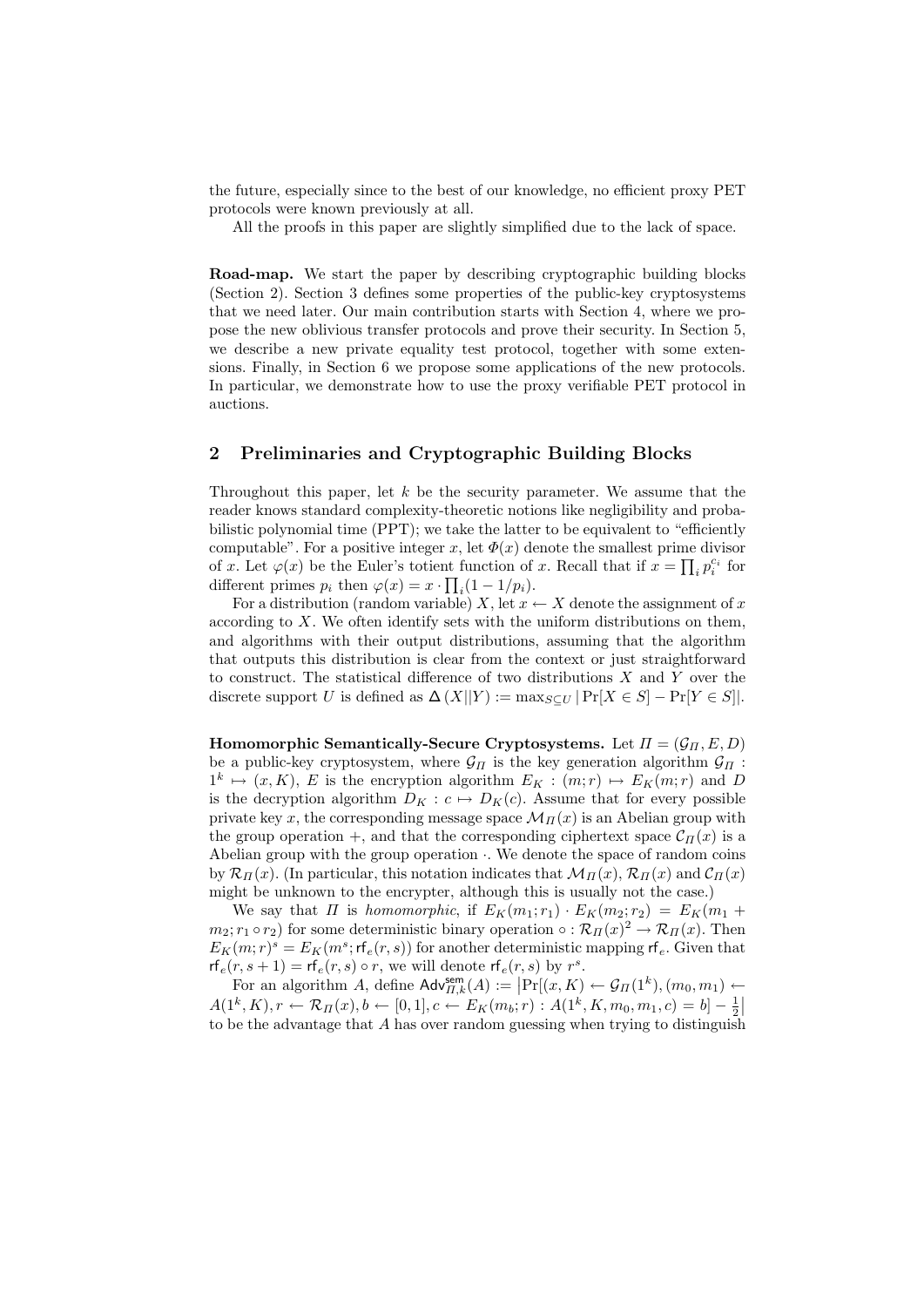the future, especially since to the best of our knowledge, no efficient proxy PET protocols were known previously at all.

All the proofs in this paper are slightly simplified due to the lack of space.

**Road-map.** We start the paper by describing cryptographic building blocks (Section 2). Section 3 defines some properties of the public-key cryptosystems that we need later. Our main contribution starts with Section 4, where we propose the new oblivious transfer protocols and prove their security. In Section 5, we describe a new private equality test protocol, together with some extensions. Finally, in Section 6 we propose some applications of the new protocols. In particular, we demonstrate how to use the proxy verifiable PET protocol in auctions.

## 2 Preliminaries and Cryptographic Building Blocks

Throughout this paper, let $k$ be the security parameter. We assume that the reader knows standard complexity-theoretic notions like negligibility and probabilistic polynomial time (PPT); we take the latter to be equivalent to "efficiently computable". For a positive integer $x$, let $\Phi(x)$ denote the smallest prime divisor of $x$. Let $\varphi(x)$ be the Euler's totient function of $x$. Recall that if $x = \prod_i p_i^{c_i}$ for different primes $p_i$ then $\varphi(x) = x \cdot \prod_i (1 - 1/p_i)$.

For a distribution (random variable) $X$, let $x \leftarrow X$ denote the assignment of $x$ according to $X$. We often identify sets with the uniform distributions on them, and algorithms with their output distributions, assuming that the algorithm that outputs this distribution is clear from the context or just straightforward to construct. The statistical difference of two distributions $X$ and $Y$ over the discrete support $U$ is defined as $\Delta(X||Y) := \max_{S \subseteq U} |\Pr[X \in S] - \Pr[Y \in S]|$.

**Homomorphic Semantically-Secure Cryptosystems.** Let $\Pi = (\mathcal{G}_\Pi, E, D)$ be a public-key cryptosystem, where $\mathcal{G}_\Pi$ is the key generation algorithm $\mathcal{G}_\Pi : 1^k \mapsto (x, K)$, $E$ is the encryption algorithm $E_K : (m; r) \mapsto E_K(m; r)$ and $D$ is the decryption algorithm $D_K : c \mapsto D_K(c)$. Assume that for every possible private key $x$, the corresponding message space $\mathcal{M}_\Pi(x)$ is an Abelian group with the group operation $+$, and that the corresponding ciphertext space $\mathcal{C}_\Pi(x)$ is a Abelian group with the group operation $\cdot$. We denote the space of random coins by $\mathcal{R}_\Pi(x)$. (In particular, this notation indicates that $\mathcal{M}_\Pi(x)$, $\mathcal{R}_\Pi(x)$ and $\mathcal{C}_\Pi(x)$ might be unknown to the encrypter, although this is usually not the case.)

We say that $\Pi$ is *homomorphic*, if $E_K(m_1; r_1) \cdot E_K(m_2; r_2) = E_K(m_1 + m_2; r_1 \circ r_2)$ for some deterministic binary operation $\circ : \mathcal{R}_\Pi(x)^2 \to \mathcal{R}_\Pi(x)$. Then $E_K(m; r)^s = E_K(m^s; \mathsf{rf}_e(r, s))$ for another deterministic mapping $\mathsf{rf}_e$. Given that $\mathsf{rf}_e(r, s+1) = \mathsf{rf}_e(r, s) \circ r$, we will denote $\mathsf{rf}_e(r, s)$ by $r^s$.

For an algorithm $A$, define $\mathsf{Adv}^{\mathsf{sem}}_{\Pi,k}(A) := \big|\Pr[(x, K) \leftarrow \mathcal{G}_\Pi(1^k), (m_0, m_1) \leftarrow A(1^k, K), r \leftarrow \mathcal{R}_\Pi(x), b \leftarrow [0, 1], c \leftarrow E_K(m_b; r) : A(1^k, K, m_0, m_1, c) = b] - \frac{1}{2}\big|$ to be the advantage that $A$ has over random guessing when trying to distinguish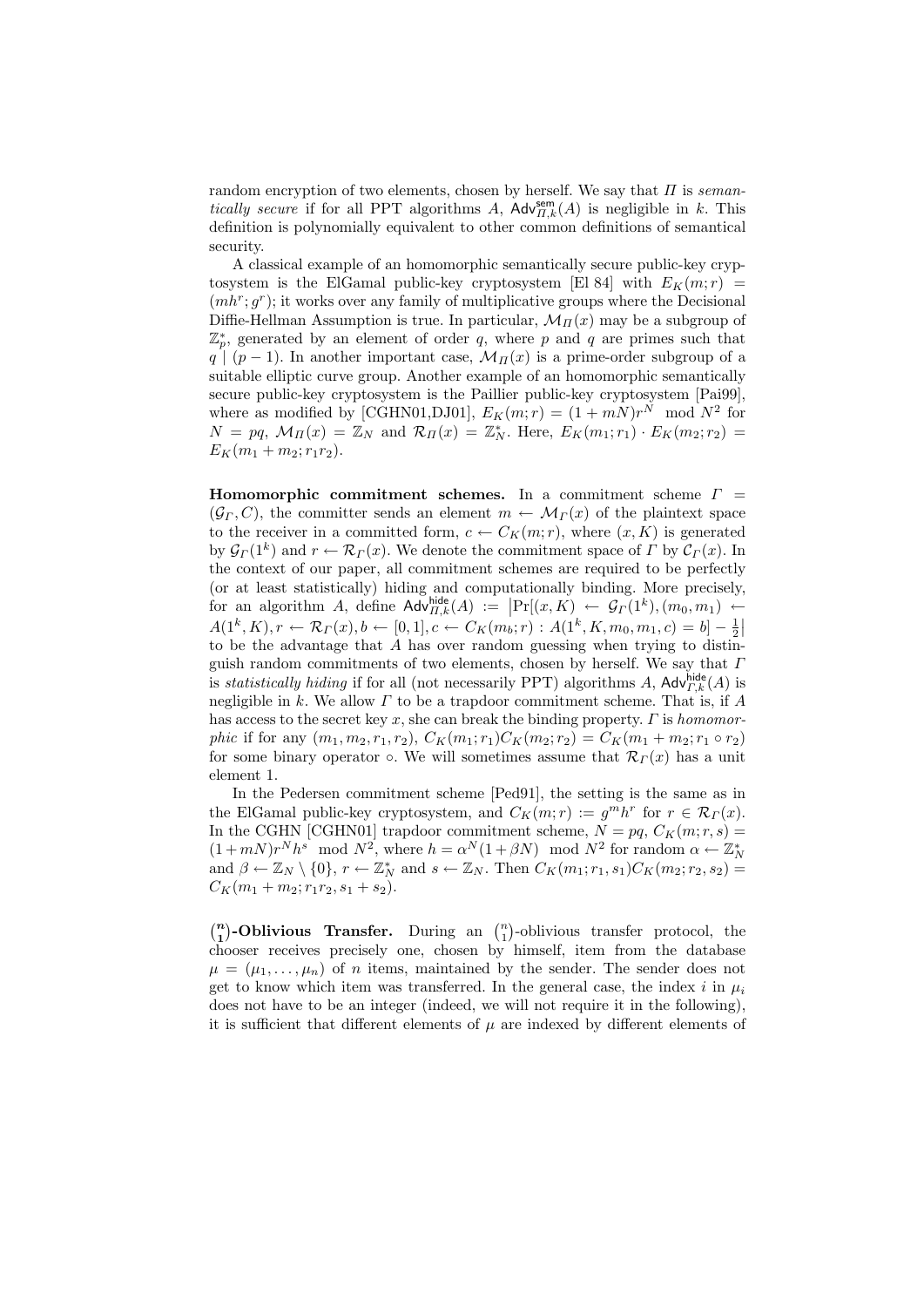random encryption of two elements, chosen by herself. We say that $\Pi$ is *semantically secure* if for all PPT algorithms $A$, $\mathsf{Adv}^{\mathsf{sem}}_{\Pi,k}(A)$ is negligible in $k$. This definition is polynomially equivalent to other common definitions of semantical security.

A classical example of an homomorphic semantically secure public-key cryptosystem is the ElGamal public-key cryptosystem [El 84] with $E_K(m;r) = (mh^r; g^r)$; it works over any family of multiplicative groups where the Decisional Diffie-Hellman Assumption is true. In particular, $\mathcal{M}_\Pi(x)$ may be a subgroup of $\mathbb{Z}_p^*$, generated by an element of order $q$, where $p$ and $q$ are primes such that $q \mid (p-1)$. In another important case, $\mathcal{M}_\Pi(x)$ is a prime-order subgroup of a suitable elliptic curve group. Another example of an homomorphic semantically secure public-key cryptosystem is the Paillier public-key cryptosystem [Pai99], where as modified by [CGHN01,DJ01], $E_K(m;r) = (1+mN)r^N \mod N^2$ for $N = pq$, $\mathcal{M}_\Pi(x) = \mathbb{Z}_N$ and $\mathcal{R}_\Pi(x) = \mathbb{Z}_N^*$. Here, $E_K(m_1;r_1) \cdot E_K(m_2;r_2) = E_K(m_1+m_2; r_1 r_2)$.

**Homomorphic commitment schemes.** In a commitment scheme $\Gamma = (\mathcal{G}_\Gamma, C)$, the committer sends an element $m \leftarrow \mathcal{M}_\Gamma(x)$ of the plaintext space to the receiver in a committed form, $c \leftarrow C_K(m;r)$, where $(x, K)$ is generated by $\mathcal{G}_\Gamma(1^k)$ and $r \leftarrow \mathcal{R}_\Gamma(x)$. We denote the commitment space of $\Gamma$ by $\mathcal{C}_\Gamma(x)$. In the context of our paper, all commitment schemes are required to be perfectly (or at least statistically) hiding and computationally binding. More precisely, for an algorithm $A$, define $\mathsf{Adv}^{\mathsf{hide}}_{\Pi,k}(A) := \left|\Pr[(x,K) \leftarrow \mathcal{G}_\Gamma(1^k), (m_0,m_1) \leftarrow A(1^k,K), r \leftarrow \mathcal{R}_\Gamma(x), b \leftarrow [0,1], c \leftarrow C_K(m_b;r) : A(1^k,K,m_0,m_1,c) = b] - \frac{1}{2}\right|$ to be the advantage that $A$ has over random guessing when trying to distinguish random commitments of two elements, chosen by herself. We say that $\Gamma$ is *statistically hiding* if for all (not necessarily PPT) algorithms $A$, $\mathsf{Adv}^{\mathsf{hide}}_{\Gamma,k}(A)$ is negligible in $k$. We allow $\Gamma$ to be a trapdoor commitment scheme. That is, if $A$ has access to the secret key $x$, she can break the binding property. $\Gamma$ is *homomorphic* if for any $(m_1, m_2, r_1, r_2)$, $C_K(m_1;r_1)C_K(m_2;r_2) = C_K(m_1+m_2; r_1 \circ r_2)$ for some binary operator $\circ$. We will sometimes assume that $\mathcal{R}_\Gamma(x)$ has a unit element 1.

In the Pedersen commitment scheme [Ped91], the setting is the same as in the ElGamal public-key cryptosystem, and $C_K(m;r) := g^m h^r$ for $r \in \mathcal{R}_\Gamma(x)$. In the CGHN [CGHN01] trapdoor commitment scheme, $N = pq$, $C_K(m;r,s) = (1+mN)r^N h^s \mod N^2$, where $h = \alpha^N(1+\beta N) \mod N^2$ for random $\alpha \leftarrow \mathbb{Z}_N^*$ and $\beta \leftarrow \mathbb{Z}_N \setminus \{0\}$, $r \leftarrow \mathbb{Z}_N^*$ and $s \leftarrow \mathbb{Z}_N$. Then $C_K(m_1;r_1,s_1)C_K(m_2;r_2,s_2) = C_K(m_1+m_2; r_1 r_2, s_1+s_2)$.

**$\binom{n}{1}$-Oblivious Transfer.** During an $\binom{n}{1}$-oblivious transfer protocol, the chooser receives precisely one, chosen by himself, item from the database $\mu = (\mu_1, \ldots, \mu_n)$ of $n$ items, maintained by the sender. The sender does not get to know which item was transferred. In the general case, the index $i$ in $\mu_i$ does not have to be an integer (indeed, we will not require it in the following), it is sufficient that different elements of $\mu$ are indexed by different elements of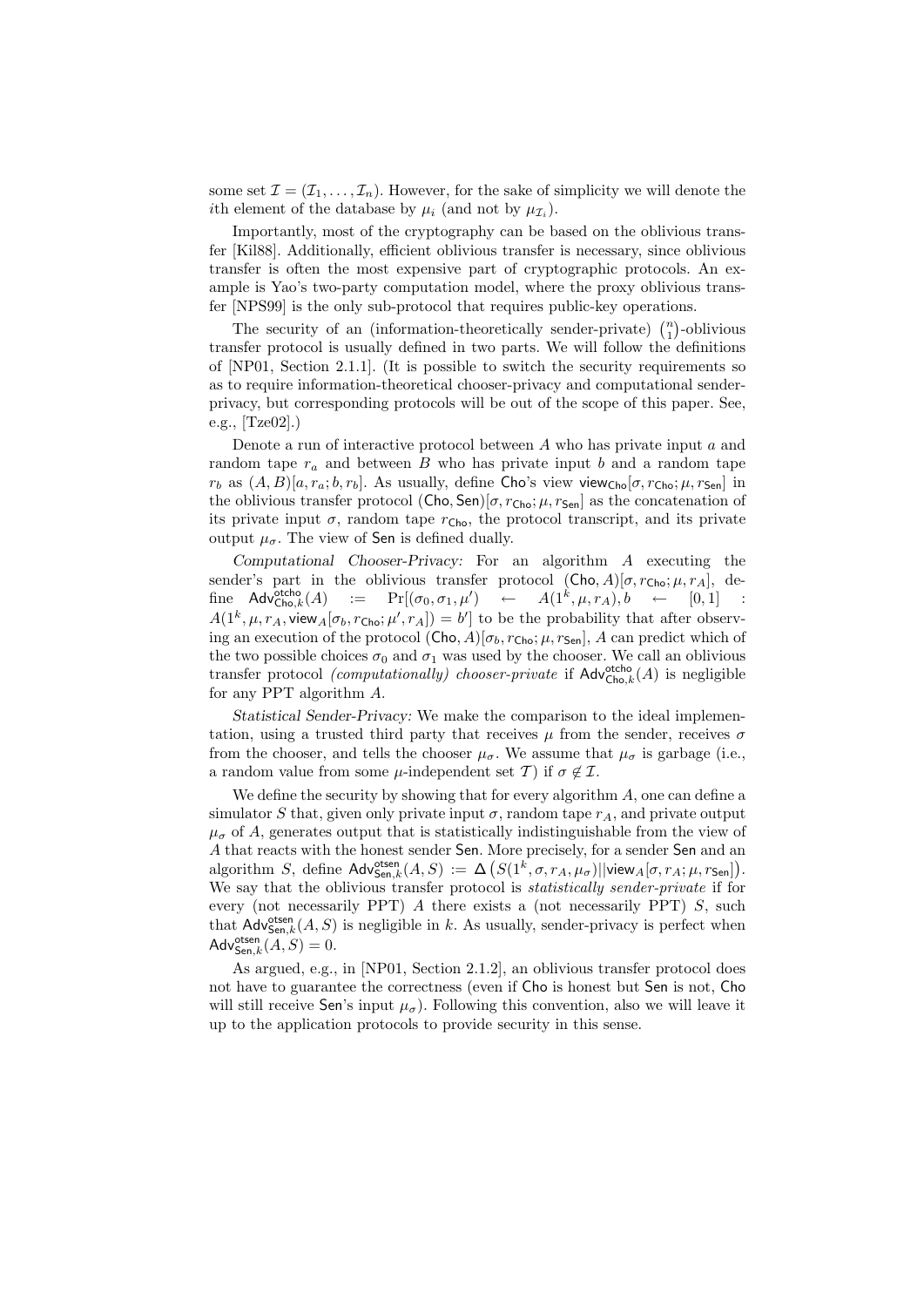some set $\mathcal{I} = (\mathcal{I}_1, \dots, \mathcal{I}_n)$. However, for the sake of simplicity we will denote the $i$th element of the database by $\mu_i$ (and not by $\mu_{\mathcal{I}_i}$).

Importantly, most of the cryptography can be based on the oblivious transfer [Kil88]. Additionally, efficient oblivious transfer is necessary, since oblivious transfer is often the most expensive part of cryptographic protocols. An example is Yao's two-party computation model, where the proxy oblivious transfer [NPS99] is the only sub-protocol that requires public-key operations.

The security of an (information-theoretically sender-private) $\binom{n}{1}$-oblivious transfer protocol is usually defined in two parts. We will follow the definitions of [NP01, Section 2.1.1]. (It is possible to switch the security requirements so as to require information-theoretical chooser-privacy and computational sender-privacy, but corresponding protocols will be out of the scope of this paper. See, e.g., [Tze02].)

Denote a run of interactive protocol between $A$ who has private input $a$ and random tape $r_a$ and between $B$ who has private input $b$ and a random tape $r_b$ as $(A, B)[a, r_a; b, r_b]$. As usually, define $\mathsf{Cho}$'s view $\mathsf{view}_{\mathsf{Cho}}[\sigma, r_{\mathsf{Cho}}; \mu, r_{\mathsf{Sen}}]$ in the oblivious transfer protocol $(\mathsf{Cho}, \mathsf{Sen})[\sigma, r_{\mathsf{Cho}}; \mu, r_{\mathsf{Sen}}]$ as the concatenation of its private input $\sigma$, random tape $r_{\mathsf{Cho}}$, the protocol transcript, and its private output $\mu_\sigma$. The view of $\mathsf{Sen}$ is defined dually.

*Computational Chooser-Privacy:* For an algorithm $A$ executing the sender's part in the oblivious transfer protocol $(\mathsf{Cho}, A)[\sigma, r_{\mathsf{Cho}}; \mu, r_A]$, define $\mathsf{Adv}^{\mathsf{otcho}}_{\mathsf{Cho},k}(A) := \Pr[(\sigma_0, \sigma_1, \mu') \leftarrow A(1^k, \mu, r_A), b \leftarrow [0,1] : A(1^k, \mu, r_A, \mathsf{view}_A[\sigma_b, r_{\mathsf{Cho}}; \mu', r_A]) = b']$ to be the probability that after observing an execution of the protocol $(\mathsf{Cho}, A)[\sigma_b, r_{\mathsf{Cho}}; \mu, r_{\mathsf{Sen}}]$, $A$ can predict which of the two possible choices $\sigma_0$ and $\sigma_1$ was used by the chooser. We call an oblivious transfer protocol *(computationally) chooser-private* if $\mathsf{Adv}^{\mathsf{otcho}}_{\mathsf{Cho},k}(A)$ is negligible for any PPT algorithm $A$.

*Statistical Sender-Privacy:* We make the comparison to the ideal implementation, using a trusted third party that receives $\mu$ from the sender, receives $\sigma$ from the chooser, and tells the chooser $\mu_\sigma$. We assume that $\mu_\sigma$ is garbage (i.e., a random value from some $\mu$-independent set $\mathcal{T}$) if $\sigma \notin \mathcal{I}$.

We define the security by showing that for every algorithm $A$, one can define a simulator $S$ that, given only private input $\sigma$, random tape $r_A$, and private output $\mu_\sigma$ of $A$, generates output that is statistically indistinguishable from the view of $A$ that reacts with the honest sender $\mathsf{Sen}$. More precisely, for a sender $\mathsf{Sen}$ and an algorithm $S$, define $\mathsf{Adv}^{\mathsf{otsen}}_{\mathsf{Sen},k}(A, S) := \Delta\left(S(1^k, \sigma, r_A, \mu_\sigma) || \mathsf{view}_A[\sigma, r_A; \mu, r_{\mathsf{Sen}}]\right)$. We say that the oblivious transfer protocol is *statistically sender-private* if for every (not necessarily PPT) $A$ there exists a (not necessarily PPT) $S$, such that $\mathsf{Adv}^{\mathsf{otsen}}_{\mathsf{Sen},k}(A, S)$ is negligible in $k$. As usually, sender-privacy is perfect when $\mathsf{Adv}^{\mathsf{otsen}}_{\mathsf{Sen},k}(A, S) = 0$.

As argued, e.g., in [NP01, Section 2.1.2], an oblivious transfer protocol does not have to guarantee the correctness (even if $\mathsf{Cho}$ is honest but $\mathsf{Sen}$ is not, $\mathsf{Cho}$ will still receive $\mathsf{Sen}$'s input $\mu_\sigma$). Following this convention, also we will leave it up to the application protocols to provide security in this sense.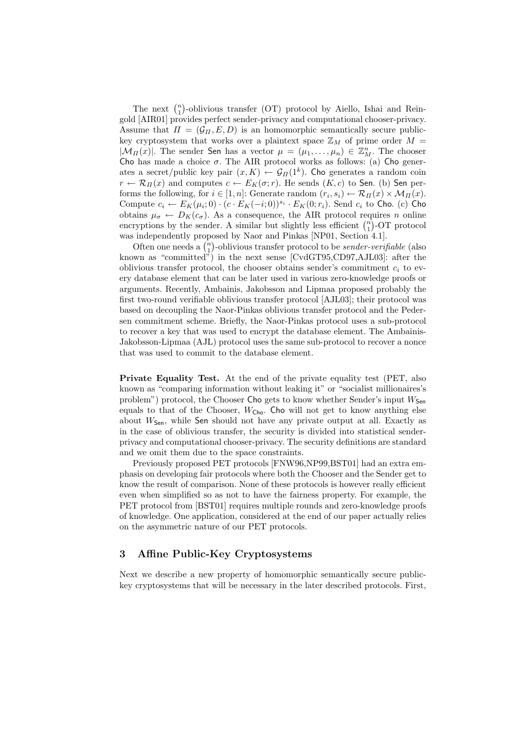The next $\binom{n}{1}$-oblivious transfer (OT) protocol by Aiello, Ishai and Reingold [AIR01] provides perfect sender-privacy and computational chooser-privacy. Assume that $\Pi = (\mathcal{G}_\Pi, E, D)$ is an homomorphic semantically secure public-key cryptosystem that works over a plaintext space $\mathbb{Z}_M$ of prime order $M = |\mathcal{M}_\Pi(x)|$. The sender Sen has a vector $\mu = (\mu_1, \dots, \mu_n) \in \mathbb{Z}_M^n$. The chooser Cho has made a choice $\sigma$. The AIR protocol works as follows: (a) Cho generates a secret/public key pair $(x, K) \leftarrow \mathcal{G}_\Pi(1^k)$. Cho generates a random coin $r \leftarrow \mathcal{R}_\Pi(x)$ and computes $c \leftarrow E_K(\sigma; r)$. He sends $(K, c)$ to Sen. (b) Sen performs the following, for $i \in [1, n]$: Generate random $(r_i, s_i) \leftarrow \mathcal{R}_\Pi(x) \times \mathcal{M}_\Pi(x)$. Compute $c_i \leftarrow E_K(\mu_i; 0) \cdot (c \cdot E_K(-i; 0))^{s_i} \cdot E_K(0; r_i)$. Send $c_i$ to Cho. (c) Cho obtains $\mu_\sigma \leftarrow D_K(c_\sigma)$. As a consequence, the AIR protocol requires $n$ online encryptions by the sender. A similar but slightly less efficient $\binom{n}{1}$-OT protocol was independently proposed by Naor and Pinkas [NP01, Section 4.1].

Often one needs a $\binom{n}{1}$-oblivious transfer protocol to be *sender-verifiable* (also known as "committed") in the next sense [CvdGT95,CD97,AJL03]: after the oblivious transfer protocol, the chooser obtains sender's commitment $c_i$ to every database element that can be later used in various zero-knowledge proofs or arguments. Recently, Ambainis, Jakobsson and Lipmaa proposed probably the first two-round verifiable oblivious transfer protocol [AJL03]; their protocol was based on decoupling the Naor-Pinkas oblivious transfer protocol and the Pedersen commitment scheme. Briefly, the Naor-Pinkas protocol uses a sub-protocol to recover a key that was used to encrypt the database element. The Ambainis-Jakobsson-Lipmaa (AJL) protocol uses the same sub-protocol to recover a nonce that was used to commit to the database element.

**Private Equality Test.** At the end of the private equality test (PET, also known as "comparing information without leaking it" or "socialist millionaires's problem") protocol, the Chooser Cho gets to know whether Sender's input $W_{\mathsf{Sen}}$ equals to that of the Chooser, $W_{\mathsf{Cho}}$. Cho will not get to know anything else about $W_{\mathsf{Sen}}$, while Sen should not have any private output at all. Exactly as in the case of oblivious transfer, the security is divided into statistical sender-privacy and computational chooser-privacy. The security definitions are standard and we omit them due to the space constraints.

Previously proposed PET protocols [FNW96,NP99,BST01] had an extra emphasis on developing fair protocols where both the Chooser and the Sender get to know the result of comparison. None of these protocols is however really efficient even when simplified so as not to have the fairness property. For example, the PET protocol from [BST01] requires multiple rounds and zero-knowledge proofs of knowledge. One application, considered at the end of our paper actually relies on the asymmetric nature of our PET protocols.

## 3 Affine Public-Key Cryptosystems

Next we describe a new property of homomorphic semantically secure public-key cryptosystems that will be necessary in the later described protocols. First,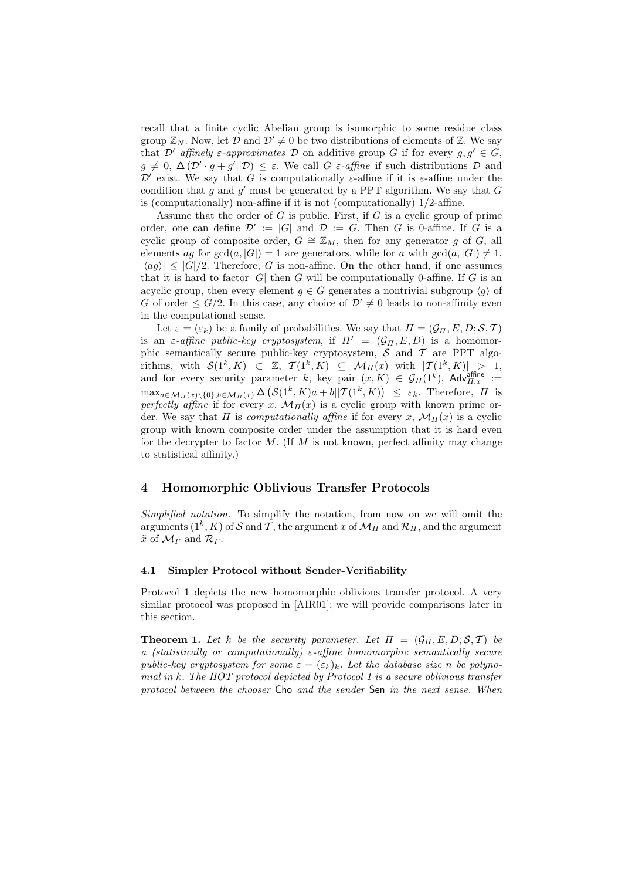recall that a finite cyclic Abelian group is isomorphic to some residue class group $\mathbb{Z}_N$. Now, let $\mathcal{D}$ and $\mathcal{D}' \neq 0$ be two distributions of elements of $\mathbb{Z}$. We say that $\mathcal{D}'$ *affinely $\varepsilon$-approximates* $\mathcal{D}$ on additive group $G$ if for every $g, g' \in G$, $g \neq 0$, $\Delta(\mathcal{D}' \cdot g + g' || \mathcal{D}) \leq \varepsilon$. We call $G$ *$\varepsilon$-affine* if such distributions $\mathcal{D}$ and $\mathcal{D}'$ exist. We say that $G$ is computationally $\varepsilon$-affine if it is $\varepsilon$-affine under the condition that $g$ and $g'$ must be generated by a PPT algorithm. We say that $G$ is (computationally) non-affine if it is not (computationally) 1/2-affine.

Assume that the order of $G$ is public. First, if $G$ is a cyclic group of prime order, one can define $\mathcal{D}' := |G|$ and $\mathcal{D} := G$. Then $G$ is 0-affine. If $G$ is a cyclic group of composite order, $G \cong \mathbb{Z}_M$, then for any generator $g$ of $G$, all elements $ag$ for $\gcd(a, |G|) = 1$ are generators, while for $a$ with $\gcd(a, |G|) \neq 1$, $|\langle ag \rangle| \leq |G|/2$. Therefore, $G$ is non-affine. On the other hand, if one assumes that it is hard to factor $|G|$ then $G$ will be computationally 0-affine. If $G$ is an acyclic group, then every element $g \in G$ generates a nontrivial subgroup $\langle g \rangle$ of $G$ of order $\leq G/2$. In this case, any choice of $\mathcal{D}' \neq 0$ leads to non-affinity even in the computational sense.

Let $\varepsilon = (\varepsilon_k)$ be a family of probabilities. We say that $\Pi = (\mathcal{G}_\Pi, E, D; \mathcal{S}, \mathcal{T})$ is an *$\varepsilon$-affine public-key cryptosystem*, if $\Pi' = (\mathcal{G}_\Pi, E, D)$ is a homomorphic semantically secure public-key cryptosystem, $\mathcal{S}$ and $\mathcal{T}$ are PPT algorithms, with $\mathcal{S}(1^k, K) \subset \mathbb{Z}$, $\mathcal{T}(1^k, K) \subseteq \mathcal{M}_\Pi(x)$ with $|\mathcal{T}(1^k, K)| > 1$, and for every security parameter $k$, key pair $(x, K) \in \mathcal{G}_\Pi(1^k)$, $\mathsf{Adv}^{\mathsf{affine}}_{\Pi,x} := \max_{a \in \mathcal{M}_\Pi(x)\setminus\{0\}, b \in \mathcal{M}_\Pi(x)} \Delta\left(\mathcal{S}(1^k, K)a + b || \mathcal{T}(1^k, K)\right) \leq \varepsilon_k$. Therefore, $\Pi$ is *perfectly affine* if for every $x$, $\mathcal{M}_\Pi(x)$ is a cyclic group with known prime order. We say that $\Pi$ is *computationally affine* if for every $x$, $\mathcal{M}_\Pi(x)$ is a cyclic group with known composite order under the assumption that it is hard even for the decrypter to factor $M$. (If $M$ is not known, perfect affinity may change to statistical affinity.)

## 4 Homomorphic Oblivious Transfer Protocols

*Simplified notation.* To simplify the notation, from now on we will omit the arguments $(1^k, K)$ of $\mathcal{S}$ and $\mathcal{T}$, the argument $x$ of $\mathcal{M}_\Pi$ and $\mathcal{R}_\Pi$, and the argument $\tilde{x}$ of $\mathcal{M}_\Gamma$ and $\mathcal{R}_\Gamma$.

### 4.1 Simpler Protocol without Sender-Verifiability

Protocol 1 depicts the new homomorphic oblivious transfer protocol. A very similar protocol was proposed in [AIR01]; we will provide comparisons later in this section.

**Theorem 1.** *Let $k$ be the security parameter. Let $\Pi = (\mathcal{G}_\Pi, E, D; \mathcal{S}, \mathcal{T})$ be a (statistically or computationally) $\varepsilon$-affine homomorphic semantically secure public-key cryptosystem for some $\varepsilon = (\varepsilon_k)_k$. Let the database size $n$ be polynomial in $k$. The HOT protocol depicted by Protocol 1 is a secure oblivious transfer protocol between the chooser* Cho *and the sender* Sen *in the next sense. When*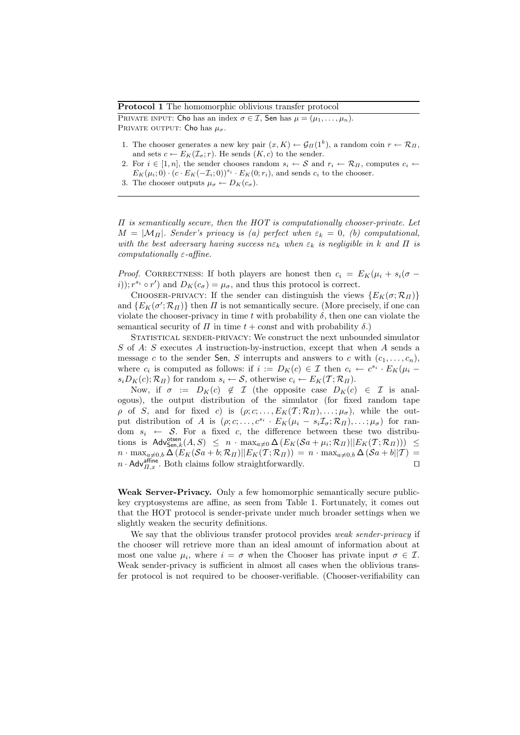**Protocol 1** The homomorphic oblivious transfer protocol

PRIVATE INPUT: Cho has an index $\sigma \in \mathcal{I}$, Sen has $\mu = (\mu_1, \dots, \mu_n)$.
PRIVATE OUTPUT: Cho has $\mu_\sigma$.

1. The chooser generates a new key pair $(x, K) \leftarrow \mathcal{G}_\Pi(1^k)$, a random coin $r \leftarrow \mathcal{R}_\Pi$, and sets $c \leftarrow E_K(\mathcal{I}_\sigma; r)$. He sends $(K, c)$ to the sender.
2. For $i \in [1, n]$, the sender chooses random $s_i \leftarrow \mathcal{S}$ and $r_i \leftarrow \mathcal{R}_\Pi$, computes $c_i \leftarrow E_K(\mu_i; 0) \cdot (c \cdot E_K(-\mathcal{I}_i; 0))^{s_i} \cdot E_K(0; r_i)$, and sends $c_i$ to the chooser.
3. The chooser outputs $\mu_\sigma \leftarrow D_K(c_\sigma)$.

*$\Pi$ is semantically secure, then the HOT is computationally chooser-private. Let $M = |\mathcal{M}_\Pi|$. Sender's privacy is (a) perfect when $\varepsilon_k = 0$, (b) computational, with the best adversary having success $n\varepsilon_k$ when $\varepsilon_k$ is negligible in $k$ and $\Pi$ is computationally $\varepsilon$-affine.*

*Proof.* CORRECTNESS: If both players are honest then $c_i = E_K(\mu_i + s_i(\sigma - i)); r^{s_i} \circ r')$ and $D_K(c_\sigma) = \mu_\sigma$, and thus this protocol is correct.

CHOOSER-PRIVACY: If the sender can distinguish the views $\{E_K(\sigma; \mathcal{R}_\Pi)\}$ and $\{E_K(\sigma'; \mathcal{R}_\Pi)\}$ then $\Pi$ is not semantically secure. (More precisely, if one can violate the chooser-privacy in time $t$ with probability $\delta$, then one can violate the semantical security of $\Pi$ in time $t + const$ and with probability $\delta$.)

STATISTICAL SENDER-PRIVACY: We construct the next unbounded simulator $S$ of $A$: $S$ executes $A$ instruction-by-instruction, except that when $A$ sends a message $c$ to the sender Sen, $S$ interrupts and answers to $c$ with $(c_1, \dots, c_n)$, where $c_i$ is computed as follows: if $i := D_K(c) \in \mathcal{I}$ then $c_i \leftarrow c^{s_i} \cdot E_K(\mu_i - s_i D_K(c); \mathcal{R}_\Pi)$ for random $s_i \leftarrow \mathcal{S}$, otherwise $c_i \leftarrow E_K(\mathcal{T}; \mathcal{R}_\Pi)$.

Now, if $\sigma := D_K(c) \notin \mathcal{I}$ (the opposite case $D_K(c) \in \mathcal{I}$ is analogous), the output distribution of the simulator (for fixed random tape $\rho$ of $S$, and for fixed $c$) is $(\rho; c; \dots, E_K(\mathcal{T}; \mathcal{R}_\Pi), \dots; \mu_\sigma)$, while the output distribution of $A$ is $(\rho; c; \dots, c^{s_i} \cdot E_K(\mu_i - s_i \mathcal{I}_\sigma; \mathcal{R}_\Pi), \dots; \mu_\sigma)$ for random $s_i \leftarrow \mathcal{S}$. For a fixed $c$, the difference between these two distributions is $\mathsf{Adv}^{\mathsf{otsen}}_{\mathsf{Sen},k}(A, S) \leq n \cdot \max_{a \neq 0} \Delta\left(E_K(\mathcal{S}a + \mu_i; \mathcal{R}_\Pi) || E_K(\mathcal{T}; \mathcal{R}_\Pi)\right) \leq n \cdot \max_{a \neq 0, b} \Delta\left(E_K(\mathcal{S}a + b; \mathcal{R}_\Pi) || E_K(\mathcal{T}; \mathcal{R}_\Pi)\right) = n \cdot \max_{a \neq 0, b} \Delta\left(\mathcal{S}a + b || \mathcal{T}\right) = n \cdot \mathsf{Adv}^{\mathsf{affine}}_{\Pi,x}$. Both claims follow straightforwardly. ◻

**Weak Server-Privacy.** Only a few homomorphic semantically secure public-key cryptosystems are affine, as seen from Table 1. Fortunately, it comes out that the HOT protocol is sender-private under much broader settings when we slightly weaken the security definitions.

We say that the oblivious transfer protocol provides *weak sender-privacy* if the chooser will retrieve more than an ideal amount of information about at most one value $\mu_i$, where $i = \sigma$ when the Chooser has private input $\sigma \in \mathcal{I}$. Weak sender-privacy is sufficient in almost all cases when the oblivious transfer protocol is not required to be chooser-verifiable. (Chooser-verifiability can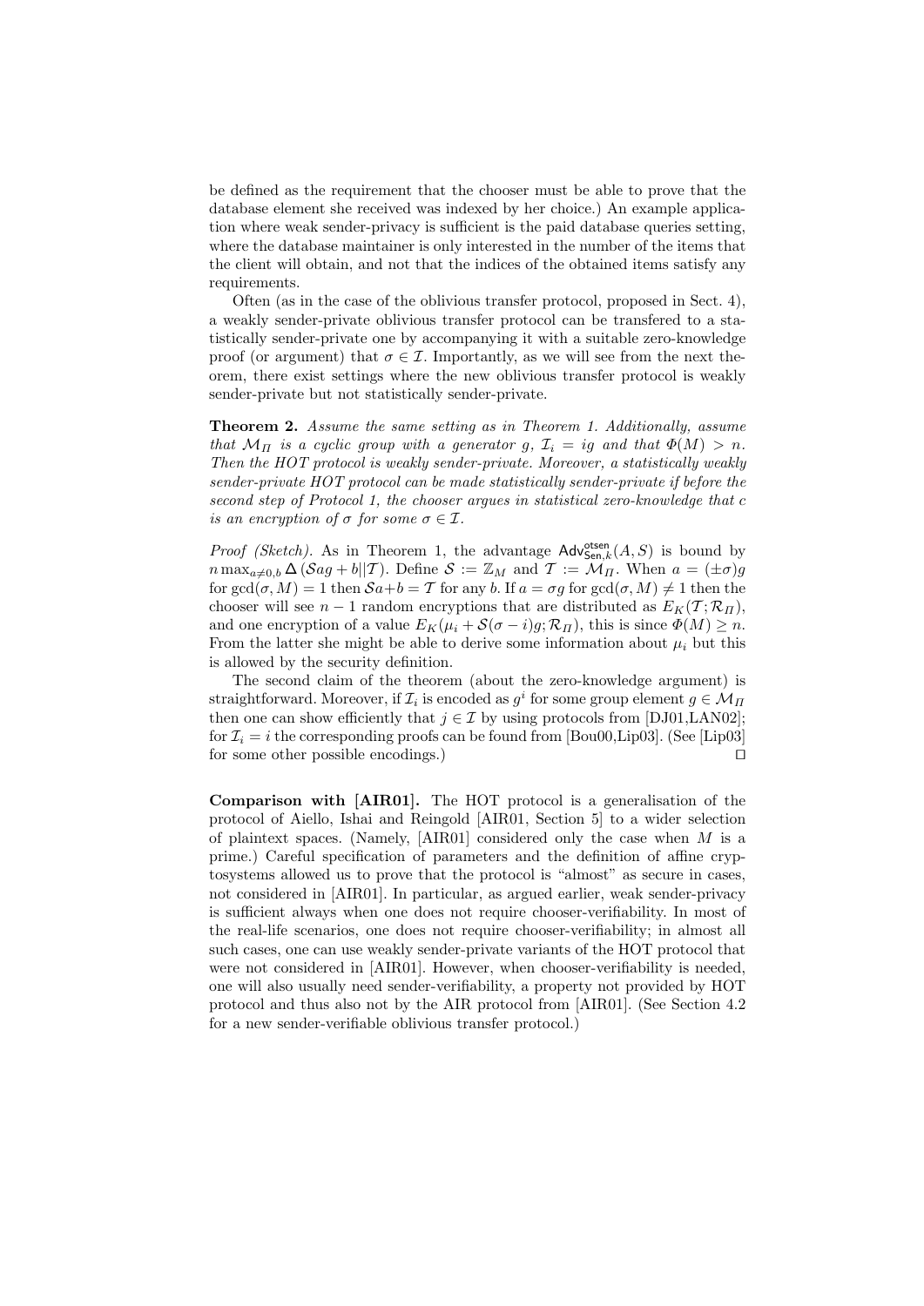be defined as the requirement that the chooser must be able to prove that the database element she received was indexed by her choice.) An example application where weak sender-privacy is sufficient is the paid database queries setting, where the database maintainer is only interested in the number of the items that the client will obtain, and not that the indices of the obtained items satisfy any requirements.

Often (as in the case of the oblivious transfer protocol, proposed in Sect. 4), a weakly sender-private oblivious transfer protocol can be transfered to a statistically sender-private one by accompanying it with a suitable zero-knowledge proof (or argument) that $\sigma \in \mathcal{I}$. Importantly, as we will see from the next theorem, there exist settings where the new oblivious transfer protocol is weakly sender-private but not statistically sender-private.

**Theorem 2.** *Assume the same setting as in Theorem 1. Additionally, assume that $\mathcal{M}_\Pi$ is a cyclic group with a generator $g$, $\mathcal{I}_i = ig$ and that $\Phi(M) > n$. Then the HOT protocol is weakly sender-private. Moreover, a statistically weakly sender-private HOT protocol can be made statistically sender-private if before the second step of Protocol 1, the chooser argues in statistical zero-knowledge that $c$ is an encryption of $\sigma$ for some $\sigma \in \mathcal{I}$.*

*Proof (Sketch).* As in Theorem 1, the advantage $\mathsf{Adv}^{\mathsf{otsen}}_{\mathsf{Sen},k}(A, S)$ is bound by $n \max_{a \neq 0, b} \Delta(\mathcal{S}ag + b || \mathcal{T})$. Define $\mathcal{S} := \mathbb{Z}_M$ and $\mathcal{T} := \mathcal{M}_\Pi$. When $a = (\pm\sigma)g$ for $\gcd(\sigma, M) = 1$ then $\mathcal{S}a + b = \mathcal{T}$ for any $b$. If $a = \sigma g$ for $\gcd(\sigma, M) \neq 1$ then the chooser will see $n-1$ random encryptions that are distributed as $E_K(\mathcal{T}; \mathcal{R}_\Pi)$, and one encryption of a value $E_K(\mu_i + \mathcal{S}(\sigma - i)g; \mathcal{R}_\Pi)$, this is since $\Phi(M) \geq n$. From the latter she might be able to derive some information about $\mu_i$ but this is allowed by the security definition.

The second claim of the theorem (about the zero-knowledge argument) is straightforward. Moreover, if $\mathcal{I}_i$ is encoded as $g^i$ for some group element $g \in \mathcal{M}_\Pi$ then one can show efficiently that $j \in \mathcal{I}$ by using protocols from [DJ01,LAN02]; for $\mathcal{I}_i = i$ the corresponding proofs can be found from [Bou00,Lip03]. (See [Lip03] for some other possible encodings.) $\square$

**Comparison with [AIR01].** The HOT protocol is a generalisation of the protocol of Aiello, Ishai and Reingold [AIR01, Section 5] to a wider selection of plaintext spaces. (Namely, [AIR01] considered only the case when $M$ is a prime.) Careful specification of parameters and the definition of affine cryptosystems allowed us to prove that the protocol is "almost" as secure in cases, not considered in [AIR01]. In particular, as argued earlier, weak sender-privacy is sufficient always when one does not require chooser-verifiability. In most of the real-life scenarios, one does not require chooser-verifiability; in almost all such cases, one can use weakly sender-private variants of the HOT protocol that were not considered in [AIR01]. However, when chooser-verifiability is needed, one will also usually need sender-verifiability, a property not provided by HOT protocol and thus also not by the AIR protocol from [AIR01]. (See Section 4.2 for a new sender-verifiable oblivious transfer protocol.)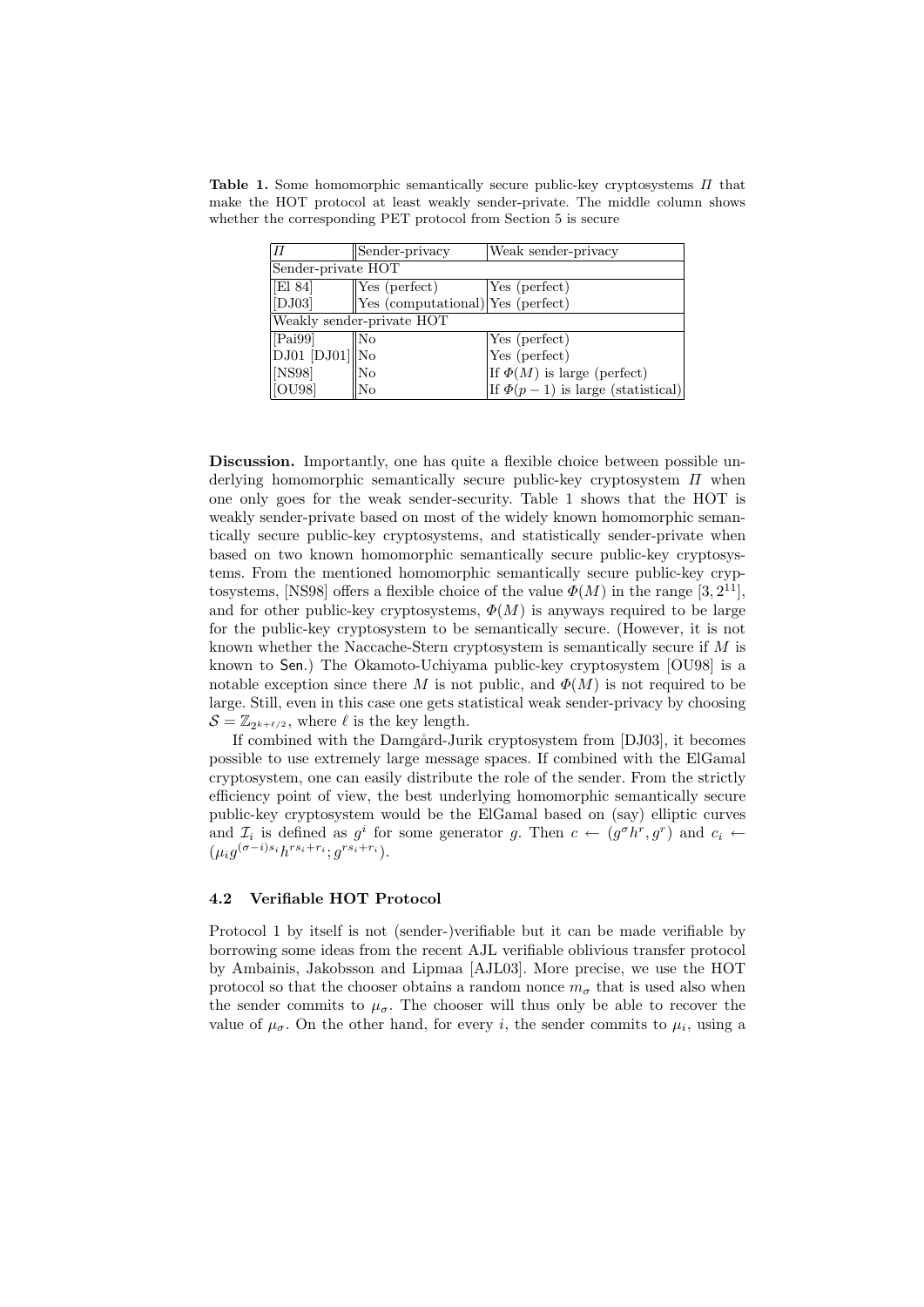**Table 1.** Some homomorphic semantically secure public-key cryptosystems $\Pi$ that make the HOT protocol at least weakly sender-private. The middle column shows whether the corresponding PET protocol from Section 5 is secure

| $\Pi$ | Sender-privacy | Weak sender-privacy |
|---|---|---|
| Sender-private HOT | | |
| [El 84] | Yes (perfect) | Yes (perfect) |
| [DJ03] | Yes (computational) | Yes (perfect) |
| Weakly sender-private HOT | | |
| [Pai99] | No | Yes (perfect) |
| DJ01 [DJ01] | No | Yes (perfect) |
| [NS98] | No | If $\Phi(M)$ is large (perfect) |
| [OU98] | No | If $\Phi(p-1)$ is large (statistical) |

**Discussion.** Importantly, one has quite a flexible choice between possible underlying homomorphic semantically secure public-key cryptosystem $\Pi$ when one only goes for the weak sender-security. Table 1 shows that the HOT is weakly sender-private based on most of the widely known homomorphic semantically secure public-key cryptosystems, and statistically sender-private when based on two known homomorphic semantically secure public-key cryptosystems. From the mentioned homomorphic semantically secure public-key cryptosystems, [NS98] offers a flexible choice of the value $\Phi(M)$ in the range $[3, 2^{11}]$, and for other public-key cryptosystems, $\Phi(M)$ is anyways required to be large for the public-key cryptosystem to be semantically secure. (However, it is not known whether the Naccache-Stern cryptosystem is semantically secure if $M$ is known to $\mathsf{Sen}$.) The Okamoto-Uchiyama public-key cryptosystem [OU98] is a notable exception since there $M$ is not public, and $\Phi(M)$ is not required to be large. Still, even in this case one gets statistical weak sender-privacy by choosing $\mathcal{S} = \mathbb{Z}_{2^{k+\ell/2}}$, where $\ell$ is the key length.

If combined with the Damgård-Jurik cryptosystem from [DJ03], it becomes possible to use extremely large message spaces. If combined with the ElGamal cryptosystem, one can easily distribute the role of the sender. From the strictly efficiency point of view, the best underlying homomorphic semantically secure public-key cryptosystem would be the ElGamal based on (say) elliptic curves and $\mathcal{I}_i$ is defined as $g^i$ for some generator $g$. Then $c \leftarrow (g^\sigma h^r, g^r)$ and $c_i \leftarrow (\mu_i g^{(\sigma-i)s_i} h^{rs_i+r_i}; g^{rs_i+r_i})$.

### 4.2 Verifiable HOT Protocol

Protocol 1 by itself is not (sender-)verifiable but it can be made verifiable by borrowing some ideas from the recent AJL verifiable oblivious transfer protocol by Ambainis, Jakobsson and Lipmaa [AJL03]. More precise, we use the HOT protocol so that the chooser obtains a random nonce $m_\sigma$ that is used also when the sender commits to $\mu_\sigma$. The chooser will thus only be able to recover the value of $\mu_\sigma$. On the other hand, for every $i$, the sender commits to $\mu_i$, using a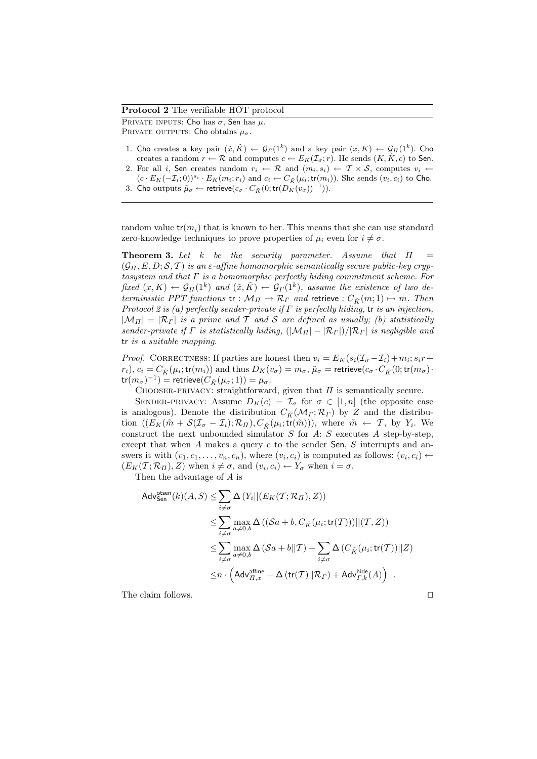**Protocol 2** The verifiable HOT protocol

PRIVATE INPUTS: Cho has $\sigma$, Sen has $\mu$.
PRIVATE OUTPUTS: Cho obtains $\mu_\sigma$.

1. Cho creates a key pair $(\tilde{x}, \tilde{K}) \leftarrow \mathcal{G}_\Gamma(1^k)$ and a key pair $(x, K) \leftarrow \mathcal{G}_\Pi(1^k)$. Cho creates a random $r \leftarrow \mathcal{R}$ and computes $c \leftarrow E_K(\mathcal{I}_\sigma; r)$. He sends $(K, \tilde{K}, c)$ to Sen.
2. For all $i$, Sen creates random $r_i \leftarrow \mathcal{R}$ and $(m_i, s_i) \leftarrow \mathcal{T} \times \mathcal{S}$, computes $v_i \leftarrow (c \cdot E_K(-\mathcal{I}_i; 0))^{s_i} \cdot E_K(m_i; r_i)$ and $c_i \leftarrow C_{\tilde{K}}(\mu_i; \mathsf{tr}(m_i))$. She sends $(v_i, c_i)$ to Cho.
3. Cho outputs $\tilde{\mu}_\sigma \leftarrow \mathsf{retrieve}(c_\sigma \cdot C_{\tilde{K}}(0; \mathsf{tr}(D_K(v_\sigma))^{-1}))$.

random value $\mathsf{tr}(m_i)$ that is known to her. This means that she can use standard zero-knowledge techniques to prove properties of $\mu_i$ even for $i \neq \sigma$.

**Theorem 3.** *Let $k$ be the security parameter. Assume that $\Pi = (\mathcal{G}_\Pi, E, D; \mathcal{S}, \mathcal{T})$ is an $\varepsilon$-affine homomorphic semantically secure public-key cryptosystem and that $\Gamma$ is a homomorphic perfectly hiding commitment scheme. For fixed $(x, K) \leftarrow \mathcal{G}_\Pi(1^k)$ and $(\tilde{x}, \tilde{K}) \leftarrow \mathcal{G}_\Gamma(1^k)$, assume the existence of two deterministic PPT functions $\mathsf{tr} : \mathcal{M}_\Pi \rightarrow \mathcal{R}_\Gamma$ and $\mathsf{retrieve} : C_{\tilde{K}}(m; 1) \mapsto m$. Then Protocol 2 is (a) perfectly sender-private if $\Gamma$ is perfectly hiding, $\mathsf{tr}$ is an injection, $|\mathcal{M}_\Pi| = |\mathcal{R}_\Gamma|$ is a prime and $\mathcal{T}$ and $\mathcal{S}$ are defined as usually; (b) statistically sender-private if $\Gamma$ is statistically hiding, $(|\mathcal{M}_\Pi| - |\mathcal{R}_\Gamma|)/|\mathcal{R}_\Gamma|$ is negligible and $\mathsf{tr}$ is a suitable mapping.*

*Proof.* CORRECTNESS: If parties are honest then $v_i = E_K(s_i(\mathcal{I}_\sigma - \mathcal{I}_i) + m_i; s_i r + r_i)$, $c_i = C_{\tilde{K}}(\mu_i; \mathsf{tr}(m_i))$ and thus $D_K(v_\sigma) = m_\sigma$, $\tilde{\mu}_\sigma = \mathsf{retrieve}(c_\sigma \cdot C_{\tilde{K}}(0; \mathsf{tr}(m_\sigma) \cdot \mathsf{tr}(m_\sigma)^{-1}) = \mathsf{retrieve}(C_{\tilde{K}}(\mu_\sigma; 1)) = \mu_\sigma$.

CHOOSER-PRIVACY: straightforward, given that $\Pi$ is semantically secure.

SENDER-PRIVACY: Assume $D_K(c) = \mathcal{I}_\sigma$ for $\sigma \in [1, n]$ (the opposite case is analogous). Denote the distribution $C_{\tilde{K}}(\mathcal{M}_\Gamma; \mathcal{R}_\Gamma)$ by $Z$ and the distribution $((E_K(\tilde{m} + \mathcal{S}(\mathcal{I}_\sigma - \mathcal{I}_i); \mathcal{R}_\Pi), C_{\tilde{K}}(\mu_i; \mathsf{tr}(\tilde{m})))$, where $\tilde{m} \leftarrow \mathcal{T}$, by $Y_i$. We construct the next unbounded simulator $S$ for $A$: $S$ executes $A$ step-by-step, except that when $A$ makes a query $c$ to the sender Sen, $S$ interrupts and answers it with $(v_1, c_1, \ldots, v_n, c_n)$, where $(v_i, c_i)$ is computed as follows: $(v_i, c_i) \leftarrow (E_K(\mathcal{T}; \mathcal{R}_\Pi), Z)$ when $i \neq \sigma$, and $(v_i, c_i) \leftarrow Y_\sigma$ when $i = \sigma$.

Then the advantage of $A$ is

$$
\begin{aligned}
\mathsf{Adv}^{\mathsf{otsen}}_{\mathsf{Sen}}(k)(A, S) \leq & \sum_{i \neq \sigma} \Delta\left(Y_i || (E_K(\mathcal{T}; \mathcal{R}_\Pi), Z)\right) \\
\leq & \sum_{i \neq \sigma} \max_{a \neq 0, b} \Delta\left((\mathcal{S}a + b, C_{\tilde{K}}(\mu_i; \mathsf{tr}(\mathcal{T}))) || (\mathcal{T}, Z)\right) \\
\leq & \sum_{i \neq \sigma} \max_{a \neq 0, b} \Delta\left(\mathcal{S}a + b || \mathcal{T}\right) + \sum_{i \neq \sigma} \Delta\left(C_{\tilde{K}}(\mu_i; \mathsf{tr}(\mathcal{T})) || Z\right) \\
\leq & n \cdot \left(\mathsf{Adv}^{\mathsf{affine}}_{\Pi, x} + \Delta\left(\mathsf{tr}(\mathcal{T}) || \mathcal{R}_\Gamma\right) + \mathsf{Adv}^{\mathsf{hide}}_{\Gamma, k}(A)\right) \enspace .
\end{aligned}
$$

The claim follows. $\square$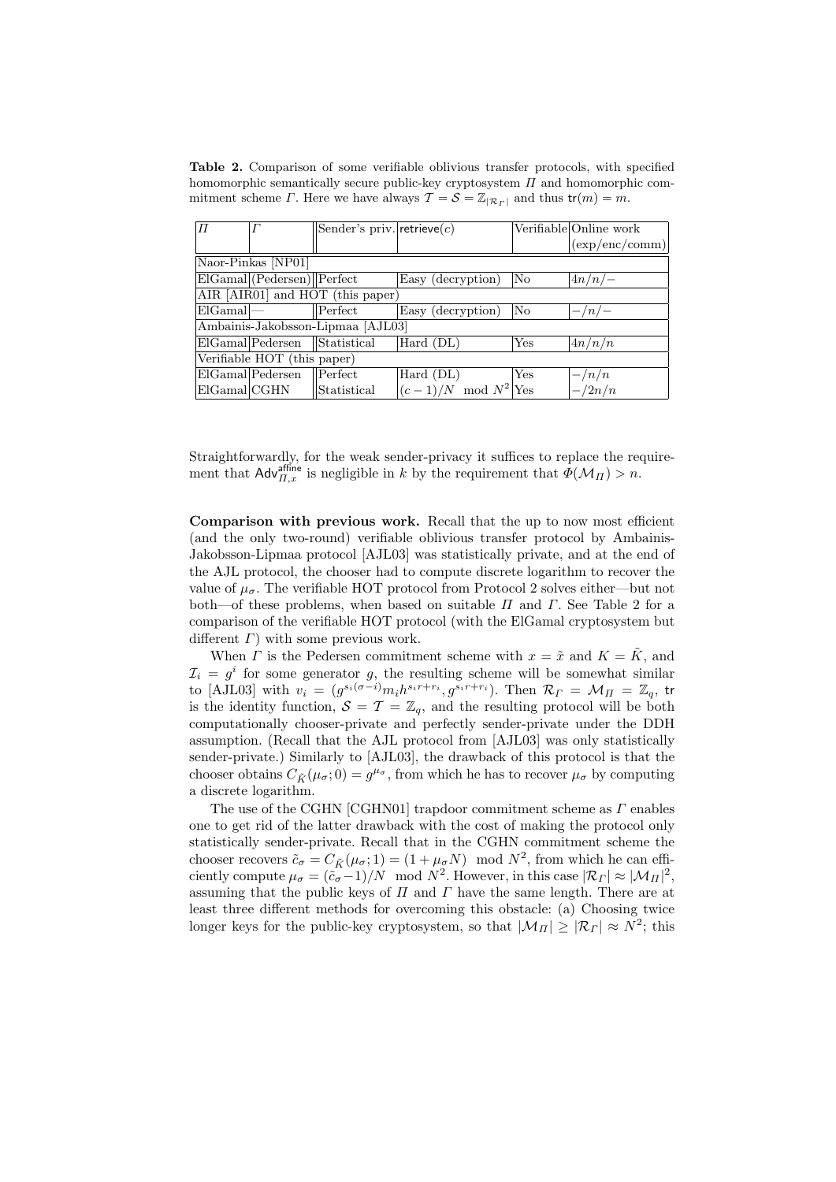**Table 2.** Comparison of some verifiable oblivious transfer protocols, with specified homomorphic semantically secure public-key cryptosystem $\Pi$ and homomorphic commitment scheme $\Gamma$. Here we have always $\mathcal{T} = \mathcal{S} = \mathbb{Z}_{|\mathcal{R}_\Gamma|}$ and thus $\mathsf{tr}(m) = m$.

| $\Pi$ | $\Gamma$ | Sender's priv. | $\mathsf{retrieve}(c)$ | Verifiable | Online work (exp/enc/comm) |
|---|---|---|---|---|---|
| Naor-Pinkas [NP01] | | | | | |
| ElGamal | (Pedersen) | Perfect | Easy (decryption) | No | $4n/n/-$ |
| AIR [AIR01] and HOT (this paper) | | | | | |
| ElGamal | — | Perfect | Easy (decryption) | No | $-/n/-$ |
| Ambainis-Jakobsson-Lipmaa [AJL03] | | | | | |
| ElGamal | Pedersen | Statistical | Hard (DL) | Yes | $4n/n/n$ |
| Verifiable HOT (this paper) | | | | | |
| ElGamal | Pedersen | Perfect | Hard (DL) | Yes | $-/n/n$ |
| ElGamal | CGHN | Statistical | $(c-1)/N \mod N^2$ | Yes | $-/2n/n$ |

Straightforwardly, for the weak sender-privacy it suffices to replace the requirement that $\mathsf{Adv}^{\mathsf{affine}}_{\Pi,x}$ is negligible in $k$ by the requirement that $\Phi(\mathcal{M}_\Pi) > n$.

**Comparison with previous work.** Recall that the up to now most efficient (and the only two-round) verifiable oblivious transfer protocol by Ambainis-Jakobsson-Lipmaa protocol [AJL03] was statistically private, and at the end of the AJL protocol, the chooser had to compute discrete logarithm to recover the value of $\mu_\sigma$. The verifiable HOT protocol from Protocol 2 solves either—but not both—of these problems, when based on suitable $\Pi$ and $\Gamma$. See Table 2 for a comparison of the verifiable HOT protocol (with the ElGamal cryptosystem but different $\Gamma$) with some previous work.

When $\Gamma$ is the Pedersen commitment scheme with $x = \tilde{x}$ and $K = \tilde{K}$, and $\mathcal{I}_i = g^i$ for some generator $g$, the resulting scheme will be somewhat similar to [AJL03] with $v_i = (g^{s_i(\sigma-i)}m_i h^{s_i r+r_i}, g^{s_i r+r_i})$. Then $\mathcal{R}_\Gamma = \mathcal{M}_\Pi = \mathbb{Z}_q$, $\mathsf{tr}$ is the identity function, $\mathcal{S} = \mathcal{T} = \mathbb{Z}_q$, and the resulting protocol will be both computationally chooser-private and perfectly sender-private under the DDH assumption. (Recall that the AJL protocol from [AJL03] was only statistically sender-private.) Similarly to [AJL03], the drawback of this protocol is that the chooser obtains $C_{\tilde{K}}(\mu_\sigma; 0) = g^{\mu_\sigma}$, from which he has to recover $\mu_\sigma$ by computing a discrete logarithm.

The use of the CGHN [CGHN01] trapdoor commitment scheme as $\Gamma$ enables one to get rid of the latter drawback with the cost of making the protocol only statistically sender-private. Recall that in the CGHN commitment scheme the chooser recovers $\tilde{c}_\sigma = C_{\tilde{K}}(\mu_\sigma; 1) = (1 + \mu_\sigma N) \mod N^2$, from which he can efficiently compute $\mu_\sigma = (\tilde{c}_\sigma - 1)/N \mod N^2$. However, in this case $|\mathcal{R}_\Gamma| \approx |\mathcal{M}_\Pi|^2$, assuming that the public keys of $\Pi$ and $\Gamma$ have the same length. There are at least three different methods for overcoming this obstacle: (a) Choosing twice longer keys for the public-key cryptosystem, so that $|\mathcal{M}_\Pi| \geq |\mathcal{R}_\Gamma| \approx N^2$; this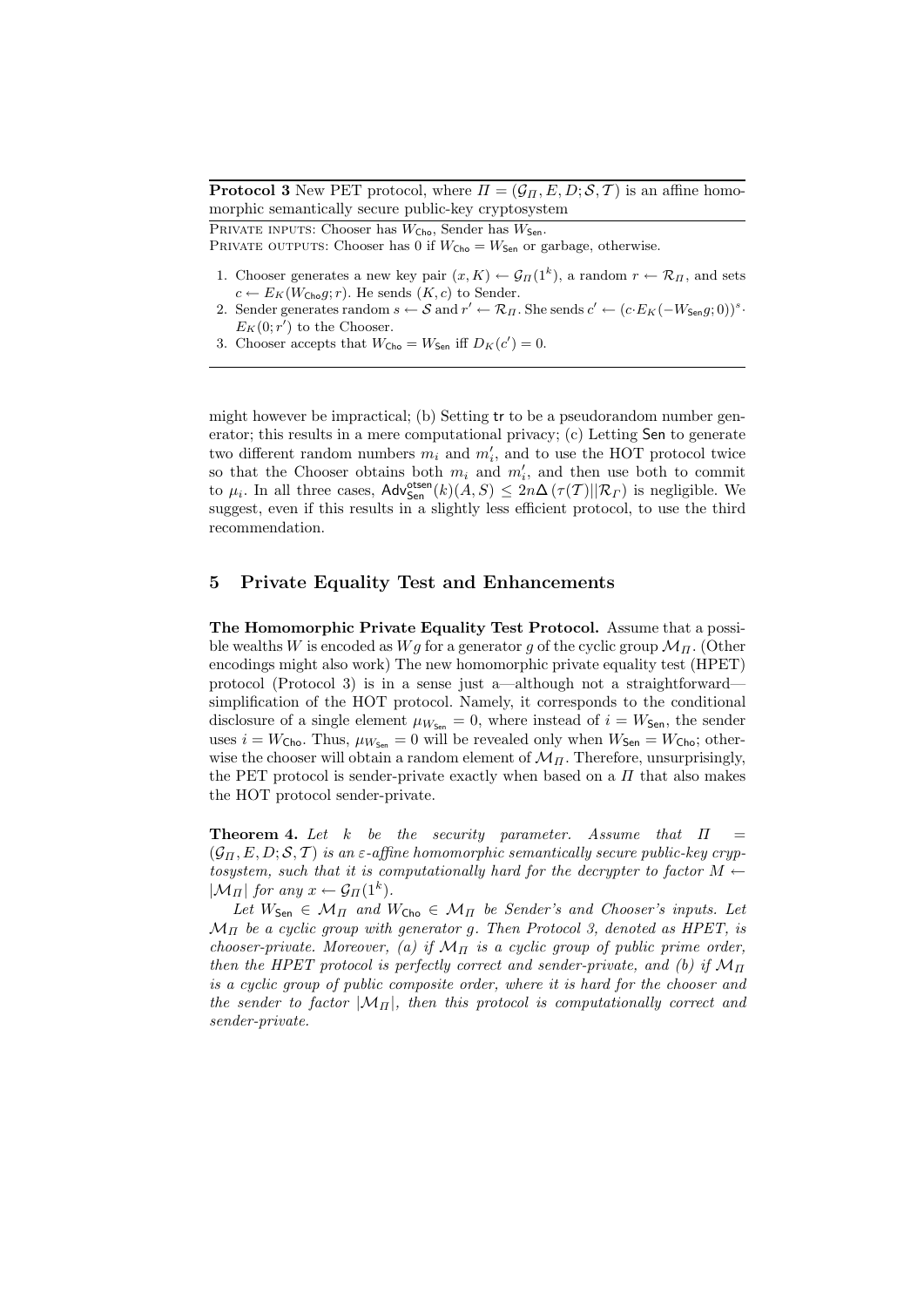**Protocol 3** New PET protocol, where $\Pi = (\mathcal{G}_\Pi, E, D; \mathcal{S}, \mathcal{T})$ is an affine homomorphic semantically secure public-key cryptosystem

PRIVATE INPUTS: Chooser has $W_{\mathsf{Cho}}$, Sender has $W_{\mathsf{Sen}}$.
PRIVATE OUTPUTS: Chooser has 0 if $W_{\mathsf{Cho}} = W_{\mathsf{Sen}}$ or garbage, otherwise.

1. Chooser generates a new key pair $(x, K) \leftarrow \mathcal{G}_\Pi(1^k)$, a random $r \leftarrow \mathcal{R}_\Pi$, and sets $c \leftarrow E_K(W_{\mathsf{Cho}} g; r)$. He sends $(K, c)$ to Sender.
2. Sender generates random $s \leftarrow \mathcal{S}$ and $r' \leftarrow \mathcal{R}_\Pi$. She sends $c' \leftarrow (c \cdot E_K(-W_{\mathsf{Sen}} g; 0))^s \cdot E_K(0; r')$ to the Chooser.
3. Chooser accepts that $W_{\mathsf{Cho}} = W_{\mathsf{Sen}}$ iff $D_K(c') = 0$.

might however be impractical; (b) Setting tr to be a pseudorandom number generator; this results in a mere computational privacy; (c) Letting Sen to generate two different random numbers $m_i$ and $m'_i$, and to use the HOT protocol twice so that the Chooser obtains both $m_i$ and $m'_i$, and then use both to commit to $\mu_i$. In all three cases, $\mathsf{Adv}^{\mathsf{otsen}}_{\mathsf{Sen}}(k)(A, S) \leq 2n\Delta\left(\tau(\mathcal{T})||\mathcal{R}_\Gamma\right)$ is negligible. We suggest, even if this results in a slightly less efficient protocol, to use the third recommendation.

## 5 Private Equality Test and Enhancements

**The Homomorphic Private Equality Test Protocol.** Assume that a possible wealths $W$ is encoded as $Wg$ for a generator $g$ of the cyclic group $\mathcal{M}_\Pi$. (Other encodings might also work) The new homomorphic private equality test (HPET) protocol (Protocol 3) is in a sense just a—although not a straightforward—simplification of the HOT protocol. Namely, it corresponds to the conditional disclosure of a single element $\mu_{W_{\mathsf{Sen}}} = 0$, where instead of $i = W_{\mathsf{Sen}}$, the sender uses $i = W_{\mathsf{Cho}}$. Thus, $\mu_{W_{\mathsf{Sen}}} = 0$ will be revealed only when $W_{\mathsf{Sen}} = W_{\mathsf{Cho}}$; otherwise the chooser will obtain a random element of $\mathcal{M}_\Pi$. Therefore, unsurprisingly, the PET protocol is sender-private exactly when based on a $\Pi$ that also makes the HOT protocol sender-private.

**Theorem 4.** *Let $k$ be the security parameter. Assume that $\Pi = (\mathcal{G}_\Pi, E, D; \mathcal{S}, \mathcal{T})$ is an $\varepsilon$-affine homomorphic semantically secure public-key cryptosystem, such that it is computationally hard for the decrypter to factor $M \leftarrow |\mathcal{M}_\Pi|$ for any $x \leftarrow \mathcal{G}_\Pi(1^k)$.*

*Let $W_{\mathsf{Sen}} \in \mathcal{M}_\Pi$ and $W_{\mathsf{Cho}} \in \mathcal{M}_\Pi$ be Sender's and Chooser's inputs. Let $\mathcal{M}_\Pi$ be a cyclic group with generator $g$. Then Protocol 3, denoted as HPET, is chooser-private. Moreover, (a) if $\mathcal{M}_\Pi$ is a cyclic group of public prime order, then the HPET protocol is perfectly correct and sender-private, and (b) if $\mathcal{M}_\Pi$ is a cyclic group of public composite order, where it is hard for the chooser and the sender to factor $|\mathcal{M}_\Pi|$, then this protocol is computationally correct and sender-private.*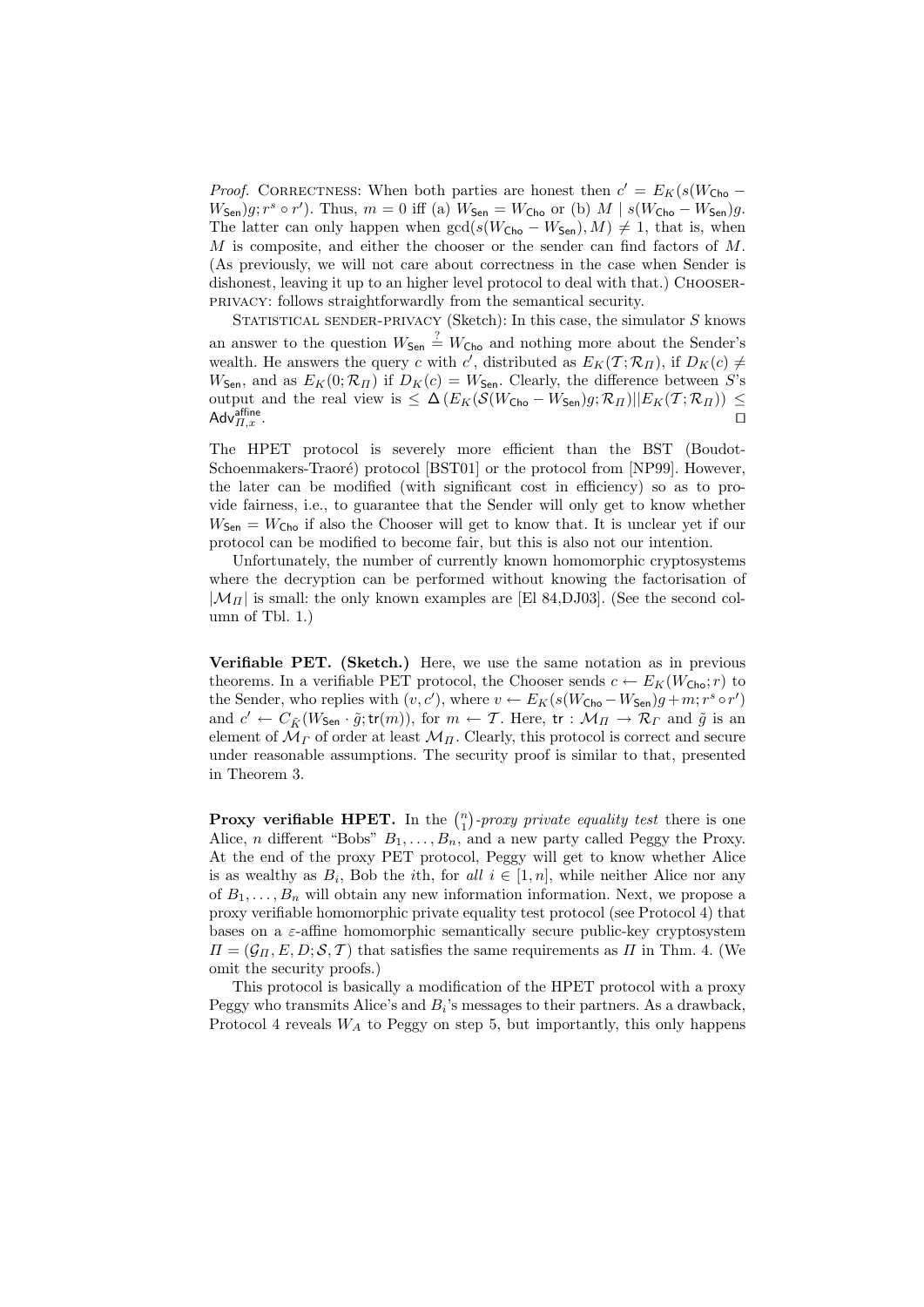*Proof.* CORRECTNESS: When both parties are honest then $c' = E_K(s(W_{\mathsf{Cho}} - W_{\mathsf{Sen}})g; r^s \circ r')$. Thus, $m = 0$ iff (a) $W_{\mathsf{Sen}} = W_{\mathsf{Cho}}$ or (b) $M \mid s(W_{\mathsf{Cho}} - W_{\mathsf{Sen}})g$. The latter can only happen when $\gcd(s(W_{\mathsf{Cho}} - W_{\mathsf{Sen}}), M) \neq 1$, that is, when $M$ is composite, and either the chooser or the sender can find factors of $M$. (As previously, we will not care about correctness in the case when Sender is dishonest, leaving it up to an higher level protocol to deal with that.) CHOOSER-PRIVACY: follows straightforwardly from the semantical security.

STATISTICAL SENDER-PRIVACY (Sketch): In this case, the simulator $S$ knows an answer to the question $W_{\mathsf{Sen}} \stackrel{?}{=} W_{\mathsf{Cho}}$ and nothing more about the Sender's wealth. He answers the query $c$ with $c'$, distributed as $E_K(\mathcal{T}; \mathcal{R}_\Pi)$, if $D_K(c) \neq W_{\mathsf{Sen}}$, and as $E_K(0; \mathcal{R}_\Pi)$ if $D_K(c) = W_{\mathsf{Sen}}$. Clearly, the difference between $S$'s output and the real view is $\leq \Delta\left(E_K(\mathcal{S}(W_{\mathsf{Cho}} - W_{\mathsf{Sen}})g; \mathcal{R}_\Pi) || E_K(\mathcal{T}; \mathcal{R}_\Pi)\right) \leq \mathsf{Adv}^{\mathsf{affine}}_{\Pi,x}$. $\square$

The HPET protocol is severely more efficient than the BST (Boudot-Schoenmakers-Traoré) protocol [BST01] or the protocol from [NP99]. However, the later can be modified (with significant cost in efficiency) so as to provide fairness, i.e., to guarantee that the Sender will only get to know whether $W_{\mathsf{Sen}} = W_{\mathsf{Cho}}$ if also the Chooser will get to know that. It is unclear yet if our protocol can be modified to become fair, but this is also not our intention.

Unfortunately, the number of currently known homomorphic cryptosystems where the decryption can be performed without knowing the factorisation of $|\mathcal{M}_\Pi|$ is small: the only known examples are [El 84,DJ03]. (See the second column of Tbl. 1.)

**Verifiable PET. (Sketch.)** Here, we use the same notation as in previous theorems. In a verifiable PET protocol, the Chooser sends $c \leftarrow E_K(W_{\mathsf{Cho}}; r)$ to the Sender, who replies with $(v, c')$, where $v \leftarrow E_K(s(W_{\mathsf{Cho}} - W_{\mathsf{Sen}})g + m; r^s \circ r')$ and $c' \leftarrow C_{\tilde{K}}(W_{\mathsf{Sen}} \cdot \tilde{g}; \mathsf{tr}(m))$, for $m \leftarrow \mathcal{T}$. Here, $\mathsf{tr} : \mathcal{M}_\Pi \to \mathcal{R}_\Gamma$ and $\tilde{g}$ is an element of $\mathcal{M}_\Gamma$ of order at least $\mathcal{M}_\Pi$. Clearly, this protocol is correct and secure under reasonable assumptions. The security proof is similar to that, presented in Theorem 3.

**Proxy verifiable HPET.** In the $\binom{n}{1}$*-proxy private equality test* there is one Alice, $n$ different "Bobs" $B_1, \ldots, B_n$, and a new party called Peggy the Proxy. At the end of the proxy PET protocol, Peggy will get to know whether Alice is as wealthy as $B_i$, Bob the $i$th, for *all* $i \in [1, n]$, while neither Alice nor any of $B_1, \ldots, B_n$ will obtain any new information information. Next, we propose a proxy verifiable homomorphic private equality test protocol (see Protocol 4) that bases on a $\varepsilon$-affine homomorphic semantically secure public-key cryptosystem $\Pi = (\mathcal{G}_\Pi, E, D; \mathcal{S}, \mathcal{T})$ that satisfies the same requirements as $\Pi$ in Thm. 4. (We omit the security proofs.)

This protocol is basically a modification of the HPET protocol with a proxy Peggy who transmits Alice's and $B_i$'s messages to their partners. As a drawback, Protocol 4 reveals $W_A$ to Peggy on step 5, but importantly, this only happens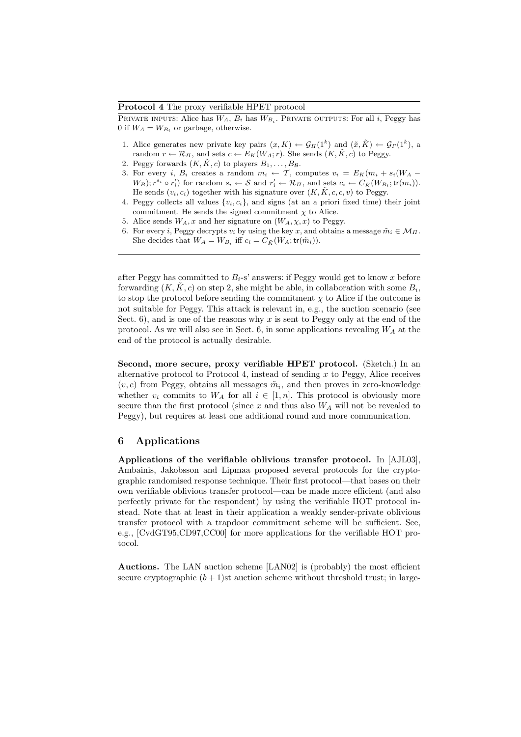**Protocol 4** The proxy verifiable HPET protocol

PRIVATE INPUTS: Alice has $W_A$, $B_i$ has $W_{B_i}$. PRIVATE OUTPUTS: For all $i$, Peggy has 0 if $W_A = W_{B_i}$ or garbage, otherwise.

1. Alice generates new private key pairs $(x, K) \leftarrow \mathcal{G}_\Pi(1^k)$ and $(\tilde{x}, \tilde{K}) \leftarrow \mathcal{G}_\Gamma(1^k)$, a random $r \leftarrow \mathcal{R}_\Pi$, and sets $c \leftarrow E_K(W_A; r)$. She sends $(K, \tilde{K}, c)$ to Peggy.
2. Peggy forwards $(K, \tilde{K}, c)$ to players $B_1, \ldots, B_\mathcal{B}$.
3. For every $i$, $B_i$ creates a random $m_i \leftarrow \mathcal{T}$, computes $v_i = E_K(m_i + s_i(W_A - W_B); r^{s_i} \circ r'_i)$ for random $s_i \leftarrow \mathcal{S}$ and $r'_i \leftarrow \mathcal{R}_\Pi$, and sets $c_i \leftarrow C_{\tilde{K}}(W_{B_i}; \mathsf{tr}(m_i))$. He sends $(v_i, c_i)$ together with his signature over $(K, \tilde{K}, c, c, v)$ to Peggy.
4. Peggy collects all values $\{v_i, c_i\}$, and signs (at an a priori fixed time) their joint commitment. He sends the signed commitment $\chi$ to Alice.
5. Alice sends $W_A, x$ and her signature on $(W_A, \chi, x)$ to Peggy.
6. For every $i$, Peggy decrypts $v_i$ by using the key $x$, and obtains a message $\tilde{m}_i \in \mathcal{M}_\Pi$. She decides that $W_A = W_{B_i}$ iff $c_i = C_{\tilde{K}}(W_A; \mathsf{tr}(\tilde{m}_i))$.

after Peggy has committed to $B_i$-s' answers: if Peggy would get to know $x$ before forwarding $(K, \tilde{K}, c)$ on step 2, she might be able, in collaboration with some $B_i$, to stop the protocol before sending the commitment $\chi$ to Alice if the outcome is not suitable for Peggy. This attack is relevant in, e.g., the auction scenario (see Sect. 6), and is one of the reasons why $x$ is sent to Peggy only at the end of the protocol. As we will also see in Sect. 6, in some applications revealing $W_A$ at the end of the protocol is actually desirable.

**Second, more secure, proxy verifiable HPET protocol.** (Sketch.) In an alternative protocol to Protocol 4, instead of sending $x$ to Peggy, Alice receives $(v, c)$ from Peggy, obtains all messages $\tilde{m}_i$, and then proves in zero-knowledge whether $v_i$ commits to $W_A$ for all $i \in [1, n]$. This protocol is obviously more secure than the first protocol (since $x$ and thus also $W_A$ will not be revealed to Peggy), but requires at least one additional round and more communication.

## 6 Applications

**Applications of the verifiable oblivious transfer protocol.** In [AJL03], Ambainis, Jakobsson and Lipmaa proposed several protocols for the cryptographic randomised response technique. Their first protocol—that bases on their own verifiable oblivious transfer protocol—can be made more efficient (and also perfectly private for the respondent) by using the verifiable HOT protocol instead. Note that at least in their application a weakly sender-private oblivious transfer protocol with a trapdoor commitment scheme will be sufficient. See, e.g., [CvdGT95,CD97,CC00] for more applications for the verifiable HOT protocol.

**Auctions.** The LAN auction scheme [LAN02] is (probably) the most efficient secure cryptographic $(b + 1)$st auction scheme without threshold trust; in large-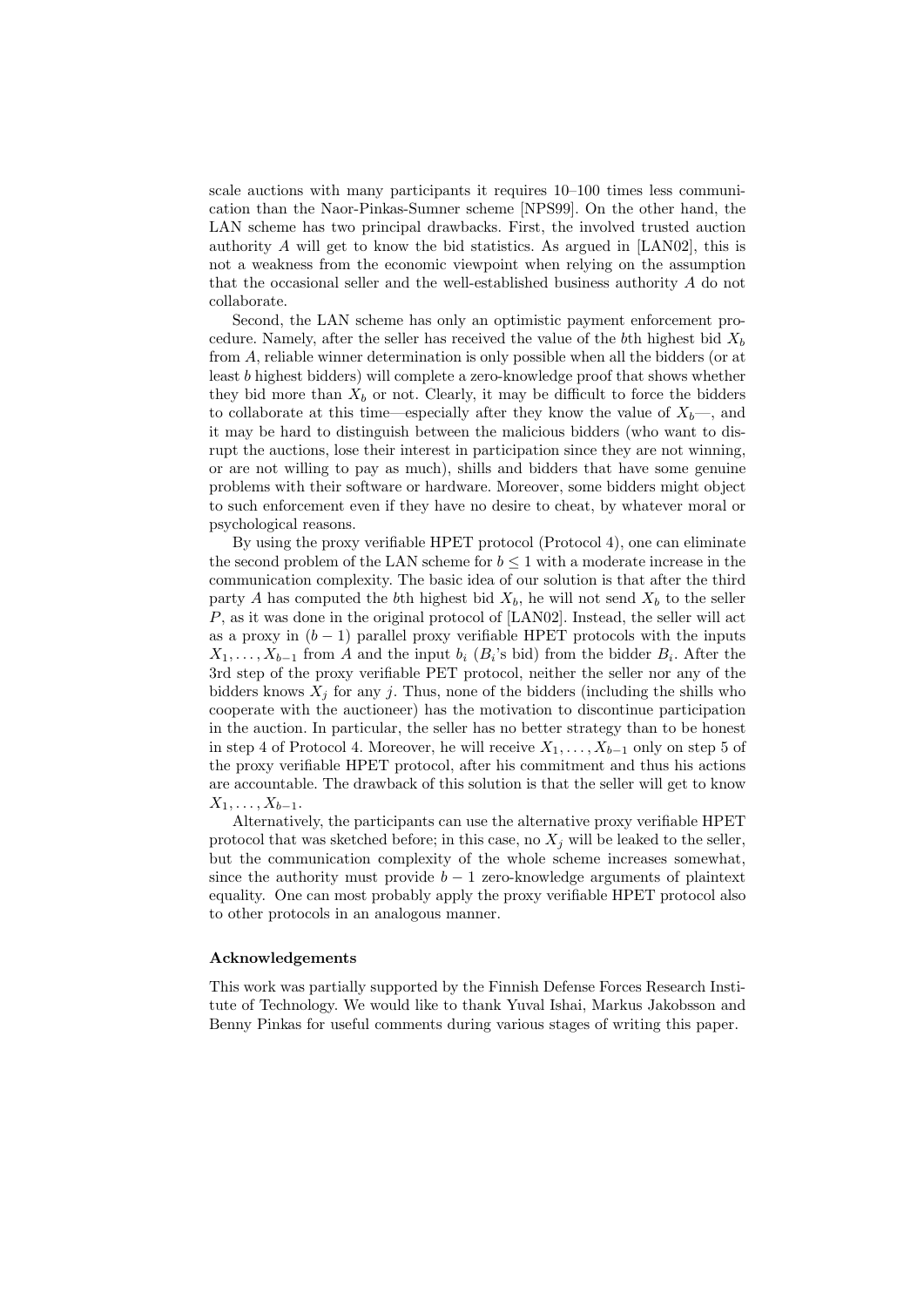scale auctions with many participants it requires 10–100 times less communication than the Naor-Pinkas-Sumner scheme [NPS99]. On the other hand, the LAN scheme has two principal drawbacks. First, the involved trusted auction authority $A$ will get to know the bid statistics. As argued in [LAN02], this is not a weakness from the economic viewpoint when relying on the assumption that the occasional seller and the well-established business authority $A$ do not collaborate.

Second, the LAN scheme has only an optimistic payment enforcement procedure. Namely, after the seller has received the value of the $b$th highest bid $X_b$ from $A$, reliable winner determination is only possible when all the bidders (or at least $b$ highest bidders) will complete a zero-knowledge proof that shows whether they bid more than $X_b$ or not. Clearly, it may be difficult to force the bidders to collaborate at this time—especially after they know the value of $X_b$—, and it may be hard to distinguish between the malicious bidders (who want to disrupt the auctions, lose their interest in participation since they are not winning, or are not willing to pay as much), shills and bidders that have some genuine problems with their software or hardware. Moreover, some bidders might object to such enforcement even if they have no desire to cheat, by whatever moral or psychological reasons.

By using the proxy verifiable HPET protocol (Protocol 4), one can eliminate the second problem of the LAN scheme for $b \leq 1$ with a moderate increase in the communication complexity. The basic idea of our solution is that after the third party $A$ has computed the $b$th highest bid $X_b$, he will not send $X_b$ to the seller $P$, as it was done in the original protocol of [LAN02]. Instead, the seller will act as a proxy in $(b-1)$ parallel proxy verifiable HPET protocols with the inputs $X_1, \dots, X_{b-1}$ from $A$ and the input $b_i$ ($B_i$'s bid) from the bidder $B_i$. After the 3rd step of the proxy verifiable PET protocol, neither the seller nor any of the bidders knows $X_j$ for any $j$. Thus, none of the bidders (including the shills who cooperate with the auctioneer) has the motivation to discontinue participation in the auction. In particular, the seller has no better strategy than to be honest in step 4 of Protocol 4. Moreover, he will receive $X_1, \dots, X_{b-1}$ only on step 5 of the proxy verifiable HPET protocol, after his commitment and thus his actions are accountable. The drawback of this solution is that the seller will get to know $X_1, \dots, X_{b-1}$.

Alternatively, the participants can use the alternative proxy verifiable HPET protocol that was sketched before; in this case, no $X_j$ will be leaked to the seller, but the communication complexity of the whole scheme increases somewhat, since the authority must provide $b-1$ zero-knowledge arguments of plaintext equality. One can most probably apply the proxy verifiable HPET protocol also to other protocols in an analogous manner.

### Acknowledgements

This work was partially supported by the Finnish Defense Forces Research Institute of Technology. We would like to thank Yuval Ishai, Markus Jakobsson and Benny Pinkas for useful comments during various stages of writing this paper.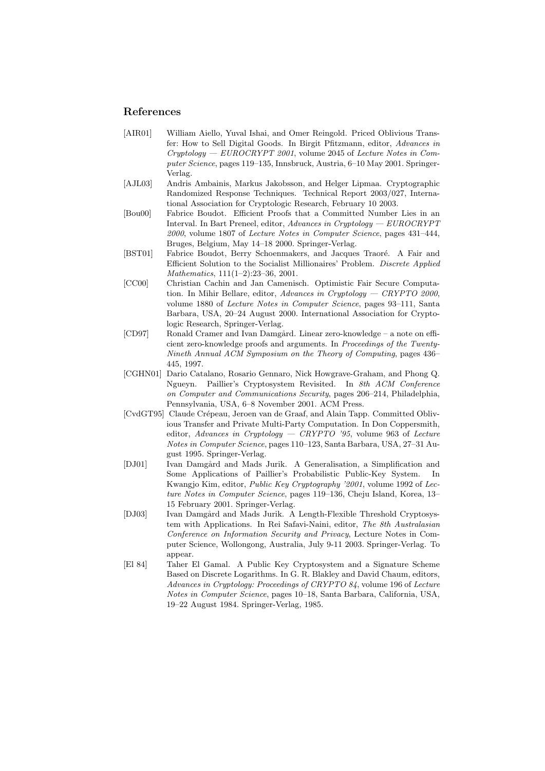## References

[AIR01] William Aiello, Yuval Ishai, and Omer Reingold. Priced Oblivious Transfer: How to Sell Digital Goods. In Birgit Pfitzmann, editor, *Advances in Cryptology — EUROCRYPT 2001*, volume 2045 of *Lecture Notes in Computer Science*, pages 119–135, Innsbruck, Austria, 6–10 May 2001. Springer-Verlag.

[AJL03] Andris Ambainis, Markus Jakobsson, and Helger Lipmaa. Cryptographic Randomized Response Techniques. Technical Report 2003/027, International Association for Cryptologic Research, February 10 2003.

[Bou00] Fabrice Boudot. Efficient Proofs that a Committed Number Lies in an Interval. In Bart Preneel, editor, *Advances in Cryptology — EUROCRYPT 2000*, volume 1807 of *Lecture Notes in Computer Science*, pages 431–444, Bruges, Belgium, May 14–18 2000. Springer-Verlag.

[BST01] Fabrice Boudot, Berry Schoenmakers, and Jacques Traoré. A Fair and Efficient Solution to the Socialist Millionaires' Problem. *Discrete Applied Mathematics*, 111(1–2):23–36, 2001.

[CC00] Christian Cachin and Jan Camenisch. Optimistic Fair Secure Computation. In Mihir Bellare, editor, *Advances in Cryptology — CRYPTO 2000*, volume 1880 of *Lecture Notes in Computer Science*, pages 93–111, Santa Barbara, USA, 20–24 August 2000. International Association for Cryptologic Research, Springer-Verlag.

[CD97] Ronald Cramer and Ivan Damgård. Linear zero-knowledge – a note on efficient zero-knowledge proofs and arguments. In *Proceedings of the Twenty-Nineth Annual ACM Symposium on the Theory of Computing*, pages 436–445, 1997.

[CGHN01] Dario Catalano, Rosario Gennaro, Nick Howgrave-Graham, and Phong Q. Ngueyn. Paillier's Cryptosystem Revisited. In *8th ACM Conference on Computer and Communications Security*, pages 206–214, Philadelphia, Pennsylvania, USA, 6–8 November 2001. ACM Press.

[CvdGT95] Claude Crépeau, Jeroen van de Graaf, and Alain Tapp. Committed Oblivious Transfer and Private Multi-Party Computation. In Don Coppersmith, editor, *Advances in Cryptology — CRYPTO '95*, volume 963 of *Lecture Notes in Computer Science*, pages 110–123, Santa Barbara, USA, 27–31 August 1995. Springer-Verlag.

[DJ01] Ivan Damgård and Mads Jurik. A Generalisation, a Simplification and Some Applications of Paillier's Probabilistic Public-Key System. In Kwangjo Kim, editor, *Public Key Cryptography '2001*, volume 1992 of *Lecture Notes in Computer Science*, pages 119–136, Cheju Island, Korea, 13–15 February 2001. Springer-Verlag.

[DJ03] Ivan Damgård and Mads Jurik. A Length-Flexible Threshold Cryptosystem with Applications. In Rei Safavi-Naini, editor, *The 8th Australasian Conference on Information Security and Privacy*, Lecture Notes in Computer Science, Wollongong, Australia, July 9-11 2003. Springer-Verlag. To appear.

[El 84] Taher El Gamal. A Public Key Cryptosystem and a Signature Scheme Based on Discrete Logarithms. In G. R. Blakley and David Chaum, editors, *Advances in Cryptology: Proceedings of CRYPTO 84*, volume 196 of *Lecture Notes in Computer Science*, pages 10–18, Santa Barbara, California, USA, 19–22 August 1984. Springer-Verlag, 1985.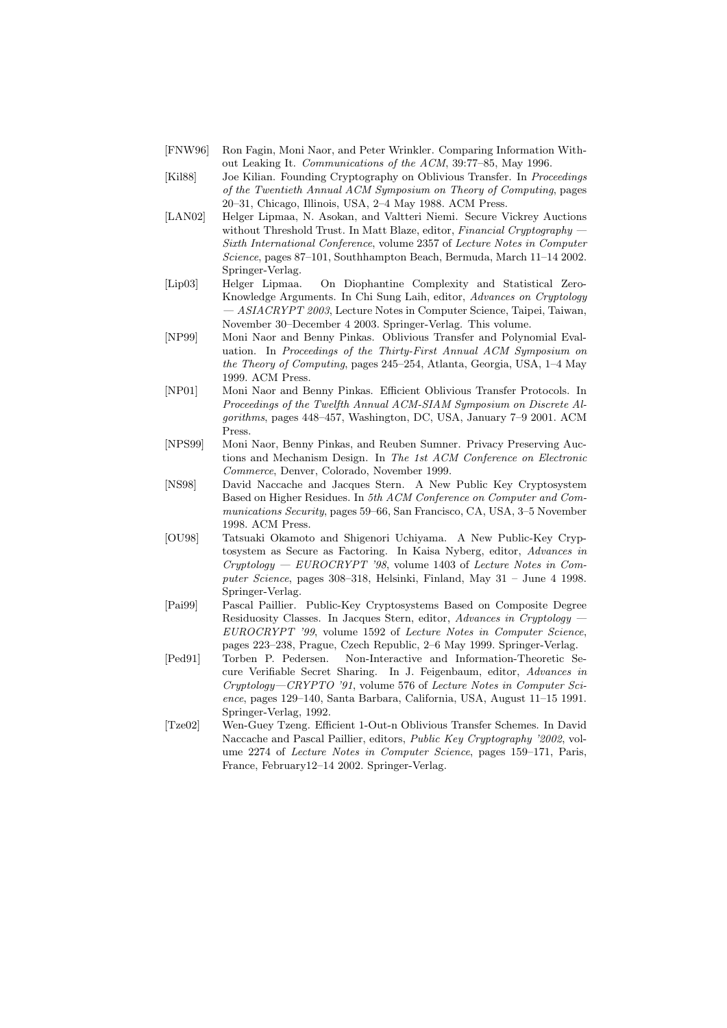[FNW96] Ron Fagin, Moni Naor, and Peter Wrinkler. Comparing Information Without Leaking It. *Communications of the ACM*, 39:77–85, May 1996.

[Kil88] Joe Kilian. Founding Cryptography on Oblivious Transfer. In *Proceedings of the Twentieth Annual ACM Symposium on Theory of Computing*, pages 20–31, Chicago, Illinois, USA, 2–4 May 1988. ACM Press.

[LAN02] Helger Lipmaa, N. Asokan, and Valtteri Niemi. Secure Vickrey Auctions without Threshold Trust. In Matt Blaze, editor, *Financial Cryptography — Sixth International Conference*, volume 2357 of *Lecture Notes in Computer Science*, pages 87–101, Southhampton Beach, Bermuda, March 11–14 2002. Springer-Verlag.

[Lip03] Helger Lipmaa. On Diophantine Complexity and Statistical Zero-Knowledge Arguments. In Chi Sung Laih, editor, *Advances on Cryptology — ASIACRYPT 2003*, Lecture Notes in Computer Science, Taipei, Taiwan, November 30–December 4 2003. Springer-Verlag. This volume.

[NP99] Moni Naor and Benny Pinkas. Oblivious Transfer and Polynomial Evaluation. In *Proceedings of the Thirty-First Annual ACM Symposium on the Theory of Computing*, pages 245–254, Atlanta, Georgia, USA, 1–4 May 1999. ACM Press.

[NP01] Moni Naor and Benny Pinkas. Efficient Oblivious Transfer Protocols. In *Proceedings of the Twelfth Annual ACM-SIAM Symposium on Discrete Algorithms*, pages 448–457, Washington, DC, USA, January 7–9 2001. ACM Press.

[NPS99] Moni Naor, Benny Pinkas, and Reuben Sumner. Privacy Preserving Auctions and Mechanism Design. In *The 1st ACM Conference on Electronic Commerce*, Denver, Colorado, November 1999.

[NS98] David Naccache and Jacques Stern. A New Public Key Cryptosystem Based on Higher Residues. In *5th ACM Conference on Computer and Communications Security*, pages 59–66, San Francisco, CA, USA, 3–5 November 1998. ACM Press.

[OU98] Tatsuaki Okamoto and Shigenori Uchiyama. A New Public-Key Cryptosystem as Secure as Factoring. In Kaisa Nyberg, editor, *Advances in Cryptology — EUROCRYPT '98*, volume 1403 of *Lecture Notes in Computer Science*, pages 308–318, Helsinki, Finland, May 31 – June 4 1998. Springer-Verlag.

[Pai99] Pascal Paillier. Public-Key Cryptosystems Based on Composite Degree Residuosity Classes. In Jacques Stern, editor, *Advances in Cryptology — EUROCRYPT '99*, volume 1592 of *Lecture Notes in Computer Science*, pages 223–238, Prague, Czech Republic, 2–6 May 1999. Springer-Verlag.

[Ped91] Torben P. Pedersen. Non-Interactive and Information-Theoretic Secure Verifiable Secret Sharing. In J. Feigenbaum, editor, *Advances in Cryptology—CRYPTO '91*, volume 576 of *Lecture Notes in Computer Science*, pages 129–140, Santa Barbara, California, USA, August 11–15 1991. Springer-Verlag, 1992.

[Tze02] Wen-Guey Tzeng. Efficient 1-Out-n Oblivious Transfer Schemes. In David Naccache and Pascal Paillier, editors, *Public Key Cryptography '2002*, volume 2274 of *Lecture Notes in Computer Science*, pages 159–171, Paris, France, February12–14 2002. Springer-Verlag.